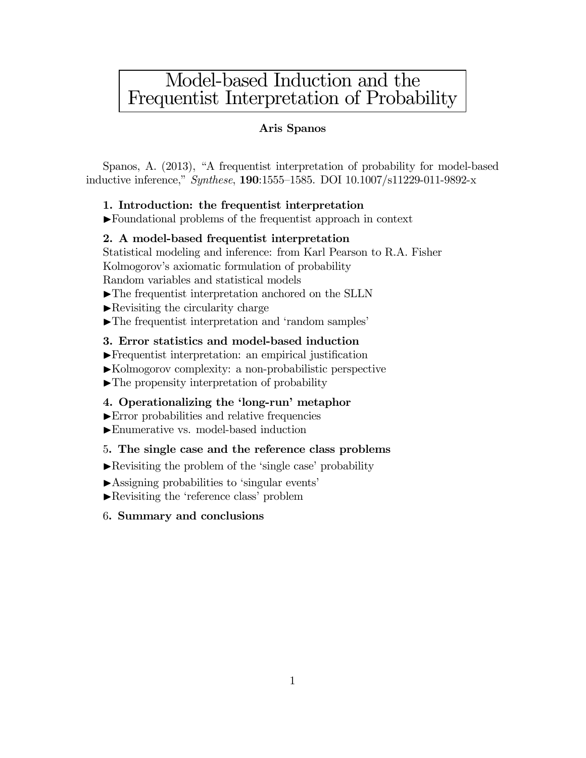# Model-based Induction and the Frequentist Interpretation of Probability

**Aris Spanos**

Spanos, A. (2013), "A frequentist interpretation of probability for model-based inductive inference," *Synthese*, **190**:1555–1585. DOI 10.1007/s11229-011-9892-x

**1. Introduction: the frequentist interpretation**

►Foundational problems of the frequentist approach in context

**2. A model-based frequentist interpretation**

Statistical modeling and inference: from Karl Pearson to R.A. Fisher
Kolmogorov's axiomatic formulation of probability
Random variables and statistical models
►The frequentist interpretation anchored on the SLLN
►Revisiting the circularity charge
►The frequentist interpretation and 'random samples'

**3. Error statistics and model-based induction**

►Frequentist interpretation: an empirical justification
►Kolmogorov complexity: a non-probabilistic perspective
►The propensity interpretation of probability

**4. Operationalizing the 'long-run' metaphor**

►Error probabilities and relative frequencies
►Enumerative vs. model-based induction

5**. The single case and the reference class problems**

►Revisiting the problem of the 'single case' probability

►Assigning probabilities to 'singular events'

►Revisiting the 'reference class' problem

6**. Summary and conclusions**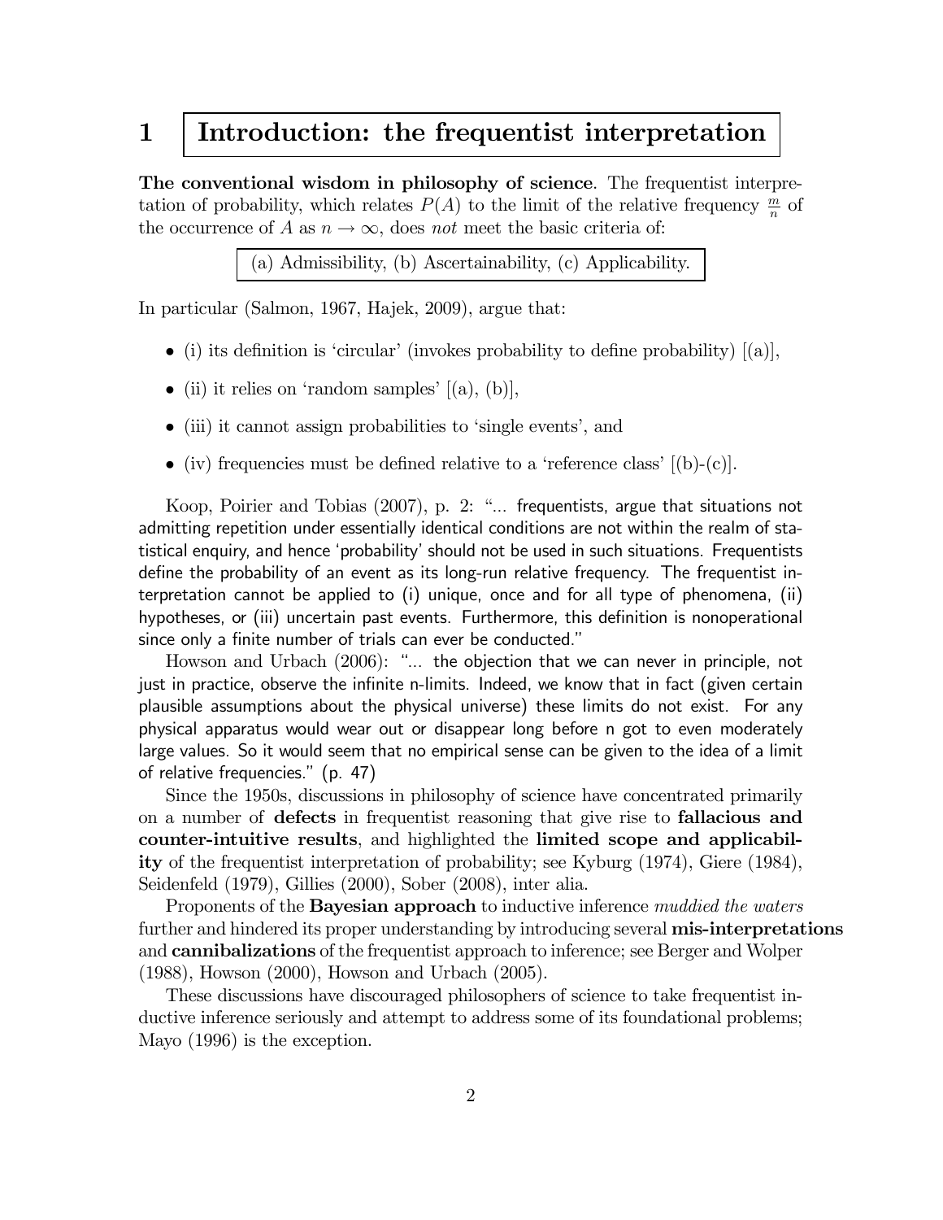# 1 Introduction: the frequentist interpretation

**The conventional wisdom in philosophy of science**. The frequentist interpretation of probability, which relates $P(A)$ to the limit of the relative frequency $\frac{m}{n}$ of the occurrence of $A$ as $n \to \infty$, does *not* meet the basic criteria of:

(a) Admissibility, (b) Ascertainability, (c) Applicability.

In particular (Salmon, 1967, Hajek, 2009), argue that:

- (i) its definition is 'circular' (invokes probability to define probability) [(a)],
- (ii) it relies on 'random samples' [(a), (b)],
- (iii) it cannot assign probabilities to 'single events', and
- (iv) frequencies must be defined relative to a 'reference class' [(b)-(c)].

Koop, Poirier and Tobias (2007), p. 2: "... frequentists, argue that situations not admitting repetition under essentially identical conditions are not within the realm of statistical enquiry, and hence 'probability' should not be used in such situations. Frequentists define the probability of an event as its long-run relative frequency. The frequentist interpretation cannot be applied to (i) unique, once and for all type of phenomena, (ii) hypotheses, or (iii) uncertain past events. Furthermore, this definition is nonoperational since only a finite number of trials can ever be conducted."

Howson and Urbach (2006): "... the objection that we can never in principle, not just in practice, observe the infinite n-limits. Indeed, we know that in fact (given certain plausible assumptions about the physical universe) these limits do not exist. For any physical apparatus would wear out or disappear long before n got to even moderately large values. So it would seem that no empirical sense can be given to the idea of a limit of relative frequencies." (p. 47)

Since the 1950s, discussions in philosophy of science have concentrated primarily on a number of **defects** in frequentist reasoning that give rise to **fallacious and counter-intuitive results**, and highlighted the **limited scope and applicability** of the frequentist interpretation of probability; see Kyburg (1974), Giere (1984), Seidenfeld (1979), Gillies (2000), Sober (2008), inter alia.

Proponents of the **Bayesian approach** to inductive inference *muddied the waters* further and hindered its proper understanding by introducing several **mis-interpretations** and **cannibalizations** of the frequentist approach to inference; see Berger and Wolper (1988), Howson (2000), Howson and Urbach (2005).

These discussions have discouraged philosophers of science to take frequentist inductive inference seriously and attempt to address some of its foundational problems; Mayo (1996) is the exception.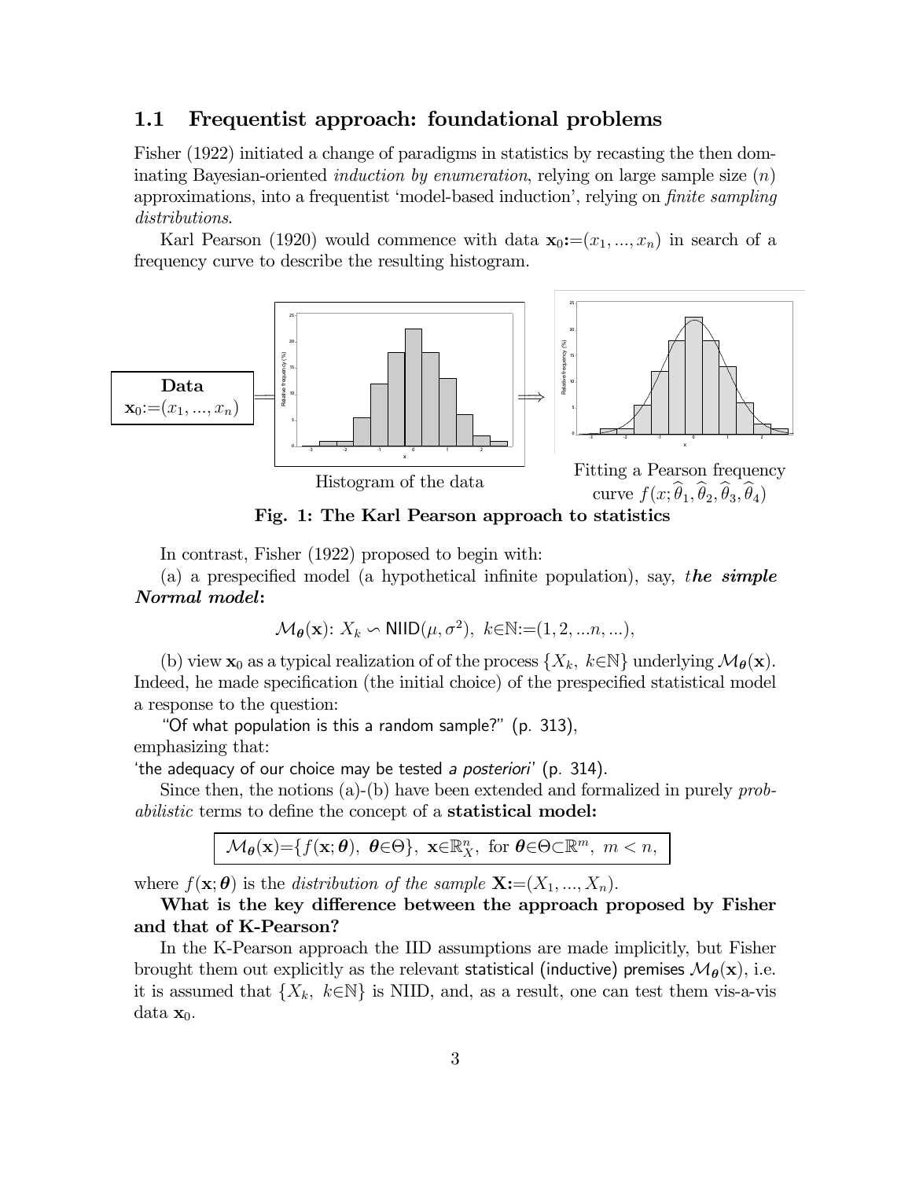## 1.1 Frequentist approach: foundational problems

Fisher (1922) initiated a change of paradigms in statistics by recasting the then dominating Bayesian-oriented *induction by enumeration*, relying on large sample size ($n$) approximations, into a frequentist 'model-based induction', relying on *finite sampling distributions*.

Karl Pearson (1920) would commence with data $\mathbf{x}_0 := (x_1, ..., x_n)$ in search of a frequency curve to describe the resulting histogram.

**Data** $\mathbf{x}_0 := (x_1, ..., x_n)$

Histogram of the data

Fitting a Pearson frequency curve $f(x; \widehat{\theta}_1, \widehat{\theta}_2, \widehat{\theta}_3, \widehat{\theta}_4)$

**Fig. 1: The Karl Pearson approach to statistics**

In contrast, Fisher (1922) proposed to begin with:

(a) a prespecified model (a hypothetical infinite population), say, *the simple Normal model*:

$$\mathcal{M}_{\boldsymbol{\theta}}(\mathbf{x}):\ X_k \backsim \mathsf{NIID}(\mu, \sigma^2),\ k \in \mathbb{N} := (1, 2, ...n, ...),$$

(b) view $\mathbf{x}_0$ as a typical realization of of the process $\{X_k,\ k \in \mathbb{N}\}$ underlying $\mathcal{M}_{\boldsymbol{\theta}}(\mathbf{x})$. Indeed, he made specification (the initial choice) of the prespecified statistical model a response to the question:

"Of what population is this a random sample?" (p. 313),

emphasizing that:

'the adequacy of our choice may be tested *a posteriori*' (p. 314).

Since then, the notions (a)-(b) have been extended and formalized in purely *probabilistic* terms to define the concept of a **statistical model:**

$$\boxed{\mathcal{M}_{\boldsymbol{\theta}}(\mathbf{x}) = \{f(\mathbf{x}; \boldsymbol{\theta}),\ \boldsymbol{\theta} \in \Theta\},\ \mathbf{x} \in \mathbb{R}^n_X,\ \text{for } \boldsymbol{\theta} \in \Theta \subset \mathbb{R}^m,\ m < n,}$$

where $f(\mathbf{x}; \boldsymbol{\theta})$ is the *distribution of the sample* $\mathbf{X} := (X_1, ..., X_n)$.

**What is the key difference between the approach proposed by Fisher and that of K-Pearson?**

In the K-Pearson approach the IID assumptions are made implicitly, but Fisher brought them out explicitly as the relevant statistical (inductive) premises $\mathcal{M}_{\boldsymbol{\theta}}(\mathbf{x})$, i.e. it is assumed that $\{X_k,\ k \in \mathbb{N}\}$ is NIID, and, as a result, one can test them vis-a-vis data $\mathbf{x}_0$.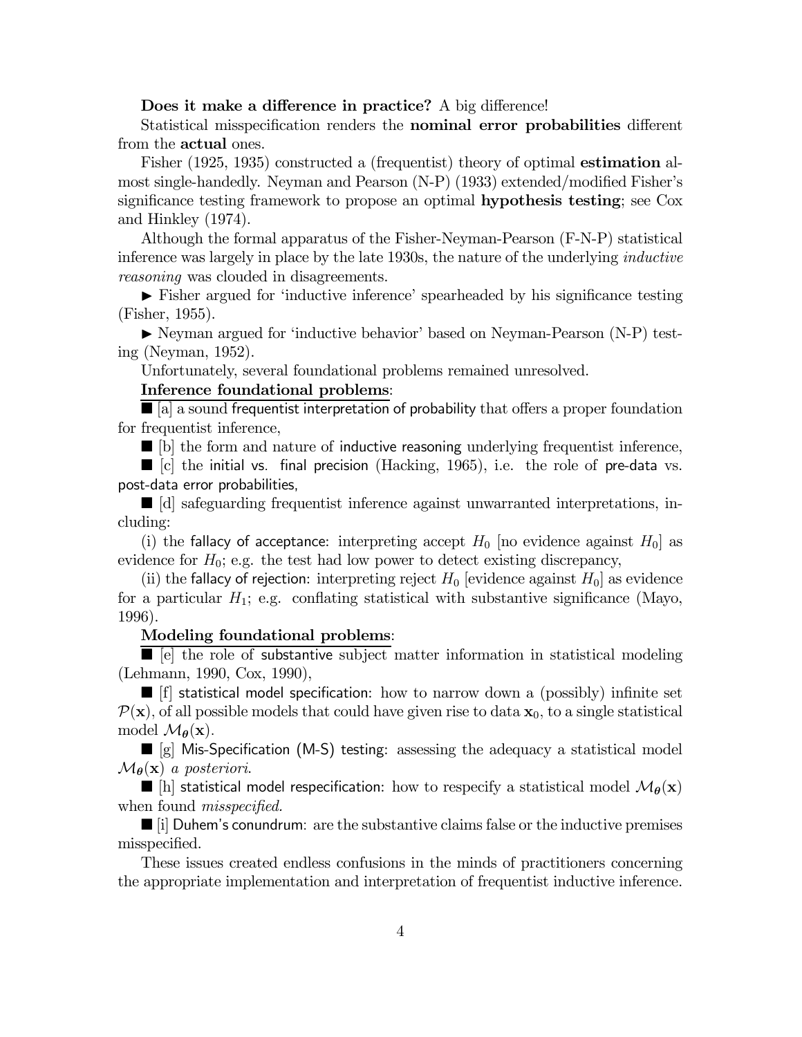**Does it make a difference in practice?** A big difference!

Statistical misspecification renders the **nominal error probabilities** different from the **actual** ones.

Fisher (1925, 1935) constructed a (frequentist) theory of optimal **estimation** almost single-handedly. Neyman and Pearson (N-P) (1933) extended/modified Fisher's significance testing framework to propose an optimal **hypothesis testing**; see Cox and Hinkley (1974).

Although the formal apparatus of the Fisher-Neyman-Pearson (F-N-P) statistical inference was largely in place by the late 1930s, the nature of the underlying *inductive reasoning* was clouded in disagreements.

► Fisher argued for 'inductive inference' spearheaded by his significance testing (Fisher, 1955).

► Neyman argued for 'inductive behavior' based on Neyman-Pearson (N-P) testing (Neyman, 1952).

Unfortunately, several foundational problems remained unresolved.

**Inference foundational problems**:

■ [a] a sound frequentist interpretation of probability that offers a proper foundation for frequentist inference,

■ [b] the form and nature of inductive reasoning underlying frequentist inference,

■ [c] the initial vs. final precision (Hacking, 1965), i.e. the role of pre-data vs. post-data error probabilities,

■ [d] safeguarding frequentist inference against unwarranted interpretations, including:

(i) the fallacy of acceptance: interpreting accept $H_0$ [no evidence against $H_0$] as evidence for $H_0$; e.g. the test had low power to detect existing discrepancy,

(ii) the fallacy of rejection: interpreting reject $H_0$ [evidence against $H_0$] as evidence for a particular $H_1$; e.g. conflating statistical with substantive significance (Mayo, 1996).

**Modeling foundational problems**:

■ [e] the role of substantive subject matter information in statistical modeling (Lehmann, 1990, Cox, 1990),

■ [f] statistical model specification: how to narrow down a (possibly) infinite set $\mathcal{P}(\mathbf{x})$, of all possible models that could have given rise to data $\mathbf{x}_0$, to a single statistical model $\mathcal{M}_{\boldsymbol{\theta}}(\mathbf{x})$.

■ [g] Mis-Specification (M-S) testing: assessing the adequacy a statistical model $\mathcal{M}_{\boldsymbol{\theta}}(\mathbf{x})$ *a posteriori*.

■ [h] statistical model respecification: how to respecify a statistical model $\mathcal{M}_{\boldsymbol{\theta}}(\mathbf{x})$ when found *misspecified.*

■ [i] Duhem's conundrum: are the substantive claims false or the inductive premises misspecified.

These issues created endless confusions in the minds of practitioners concerning the appropriate implementation and interpretation of frequentist inductive inference.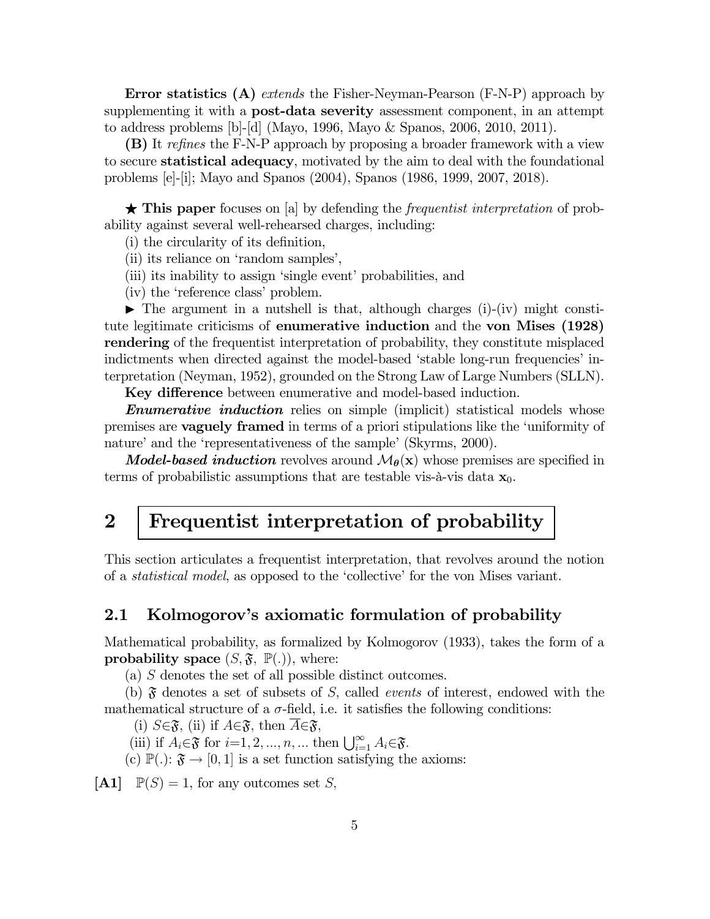**Error statistics (A)** *extends* the Fisher-Neyman-Pearson (F-N-P) approach by supplementing it with a **post-data severity** assessment component, in an attempt to address problems [b]-[d] (Mayo, 1996, Mayo & Spanos, 2006, 2010, 2011).

**(B)** It *refines* the F-N-P approach by proposing a broader framework with a view to secure **statistical adequacy**, motivated by the aim to deal with the foundational problems [e]-[i]; Mayo and Spanos (2004), Spanos (1986, 1999, 2007, 2018).

★ **This paper** focuses on [a] by defending the *frequentist interpretation* of probability against several well-rehearsed charges, including:

(i) the circularity of its definition,

(ii) its reliance on 'random samples',

(iii) its inability to assign 'single event' probabilities, and

(iv) the 'reference class' problem.

▶ The argument in a nutshell is that, although charges (i)-(iv) might constitute legitimate criticisms of **enumerative induction** and the **von Mises (1928) rendering** of the frequentist interpretation of probability, they constitute misplaced indictments when directed against the model-based 'stable long-run frequencies' interpretation (Neyman, 1952), grounded on the Strong Law of Large Numbers (SLLN).

**Key difference** between enumerative and model-based induction.

***Enumerative induction*** relies on simple (implicit) statistical models whose premises are **vaguely framed** in terms of a priori stipulations like the 'uniformity of nature' and the 'representativeness of the sample' (Skyrms, 2000).

***Model-based induction*** revolves around $\mathcal{M}_{\boldsymbol{\theta}}(\mathbf{x})$ whose premises are specified in terms of probabilistic assumptions that are testable vis-à-vis data $\mathbf{x}_0$.

# 2 Frequentist interpretation of probability

This section articulates a frequentist interpretation, that revolves around the notion of a *statistical model*, as opposed to the 'collective' for the von Mises variant.

## 2.1 Kolmogorov's axiomatic formulation of probability

Mathematical probability, as formalized by Kolmogorov (1933), takes the form of a **probability space** $(S, \mathfrak{F}, \mathbb{P}(.))$, where:

(a) $S$ denotes the set of all possible distinct outcomes.

(b) $\mathfrak{F}$ denotes a set of subsets of $S$, called *events* of interest, endowed with the mathematical structure of a $\sigma$-field, i.e. it satisfies the following conditions:

(i) $S\in\mathfrak{F}$, (ii) if $A\in\mathfrak{F}$, then $\overline{A}\in\mathfrak{F}$,

(iii) if $A_i\in\mathfrak{F}$ for $i{=}1, 2, ..., n, ...$ then $\bigcup_{i=1}^{\infty} A_i\in\mathfrak{F}$.

(c) $\mathbb{P}(.)$: $\mathfrak{F} \rightarrow [0, 1]$ is a set function satisfying the axioms:

**[A1]** $\mathbb{P}(S) = 1$, for any outcomes set $S$,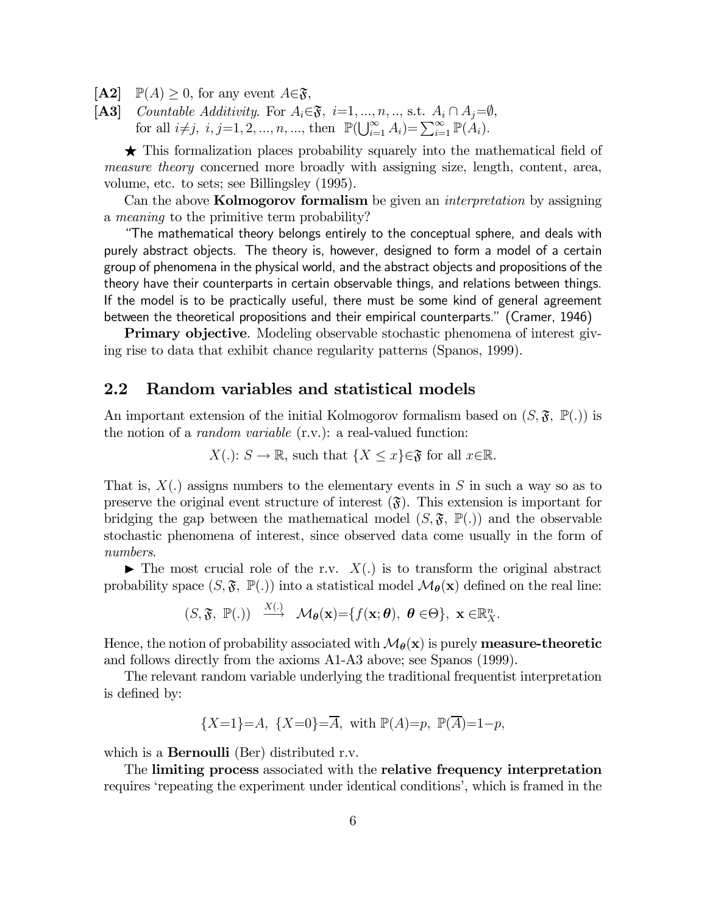**[A2]** $\mathbb{P}(A) \geq 0$, for any event $A \in \mathfrak{F}$,

**[A3]** *Countable Additivity.* For $A_i \in \mathfrak{F}$, $i=1, ..., n, ..,$ s.t. $A_i \cap A_j = \emptyset$, for all $i \neq j$, $i, j = 1, 2, ..., n, ...,$ then $\mathbb{P}(\bigcup_{i=1}^{\infty} A_i) = \sum_{i=1}^{\infty} \mathbb{P}(A_i)$.

★ This formalization places probability squarely into the mathematical field of *measure theory* concerned more broadly with assigning size, length, content, area, volume, etc. to sets; see Billingsley (1995).

Can the above **Kolmogorov formalism** be given an *interpretation* by assigning a *meaning* to the primitive term probability?

"The mathematical theory belongs entirely to the conceptual sphere, and deals with purely abstract objects. The theory is, however, designed to form a model of a certain group of phenomena in the physical world, and the abstract objects and propositions of the theory have their counterparts in certain observable things, and relations between things. If the model is to be practically useful, there must be some kind of general agreement between the theoretical propositions and their empirical counterparts." (Cramer, 1946)

**Primary objective**. Modeling observable stochastic phenomena of interest giving rise to data that exhibit chance regularity patterns (Spanos, 1999).

## 2.2 Random variables and statistical models

An important extension of the initial Kolmogorov formalism based on $(S, \mathfrak{F}, \mathbb{P}(.))$ is the notion of a *random variable* (r.v.): a real-valued function:

$$X(.): S \to \mathbb{R}, \text{ such that } \{X \leq x\} \in \mathfrak{F} \text{ for all } x \in \mathbb{R}.$$

That is, $X(.)$ assigns numbers to the elementary events in $S$ in such a way so as to preserve the original event structure of interest $(\mathfrak{F})$. This extension is important for bridging the gap between the mathematical model $(S, \mathfrak{F}, \mathbb{P}(.))$ and the observable stochastic phenomena of interest, since observed data come usually in the form of *numbers*.

► The most crucial role of the r.v. $X(.)$ is to transform the original abstract probability space $(S, \mathfrak{F}, \mathbb{P}(.))$ into a statistical model $\mathcal{M}_{\boldsymbol{\theta}}(\mathbf{x})$ defined on the real line:

$$(S, \mathfrak{F}, \mathbb{P}(.)) \stackrel{X(.)}{\longrightarrow} \mathcal{M}_{\boldsymbol{\theta}}(\mathbf{x}) = \{f(\mathbf{x}; \boldsymbol{\theta}), \ \boldsymbol{\theta} \in \Theta\}, \ \mathbf{x} \in \mathbb{R}_X^n.$$

Hence, the notion of probability associated with $\mathcal{M}_{\boldsymbol{\theta}}(\mathbf{x})$ is purely **measure-theoretic** and follows directly from the axioms A1-A3 above; see Spanos (1999).

The relevant random variable underlying the traditional frequentist interpretation is defined by:

$$\{X=1\} = A, \ \{X=0\} = \overline{A}, \text{ with } \mathbb{P}(A) = p, \ \mathbb{P}(\overline{A}) = 1-p,$$

which is a **Bernoulli** (Ber) distributed r.v.

The **limiting process** associated with the **relative frequency interpretation** requires 'repeating the experiment under identical conditions', which is framed in the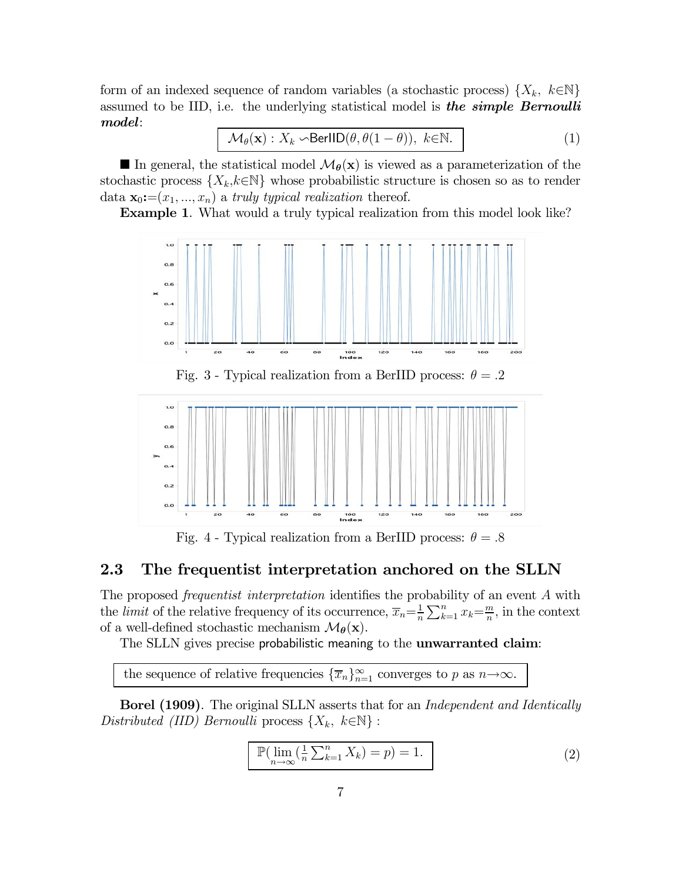form of an indexed sequence of random variables (a stochastic process) $\{X_k,\ k\in\mathbb{N}\}$ assumed to be IID, i.e. the underlying statistical model is ***the simple Bernoulli model***:

$$\boxed{\mathcal{M}_\theta(\mathbf{x}): X_k \backsim \mathsf{BerIID}(\theta, \theta(1-\theta)),\ k\in\mathbb{N}.} \tag{1}$$

■ In general, the statistical model $\mathcal{M}_{\boldsymbol{\theta}}(\mathbf{x})$ is viewed as a parameterization of the stochastic process $\{X_k, k\in\mathbb{N}\}$ whose probabilistic structure is chosen so as to render data $\mathbf{x}_0 := (x_1, ..., x_n)$ a *truly typical realization* thereof.

**Example 1**. What would a truly typical realization from this model look like?

Fig. 3 - Typical realization from a BerIID process: $\theta = .2$

Fig. 4 - Typical realization from a BerIID process: $\theta = .8$

## 2.3 The frequentist interpretation anchored on the SLLN

The proposed *frequentist interpretation* identifies the probability of an event $A$ with the *limit* of the relative frequency of its occurrence, $\overline{x}_n = \frac{1}{n}\sum_{k=1}^{n} x_k = \frac{m}{n}$, in the context of a well-defined stochastic mechanism $\mathcal{M}_{\boldsymbol{\theta}}(\mathbf{x})$.

The SLLN gives precise probabilistic meaning to the **unwarranted claim**:

$$\boxed{\text{the sequence of relative frequencies } \{\overline{x}_n\}_{n=1}^{\infty} \text{ converges to } p \text{ as } n\rightarrow\infty.}$$

**Borel (1909)**. The original SLLN asserts that for an *Independent and Identically Distributed (IID) Bernoulli* process $\{X_k,\ k\in\mathbb{N}\}$ :

$$\boxed{\mathbb{P}(\lim_{n\to\infty}(\tfrac{1}{n}\textstyle\sum_{k=1}^{n} X_k) = p) = 1.} \tag{2}$$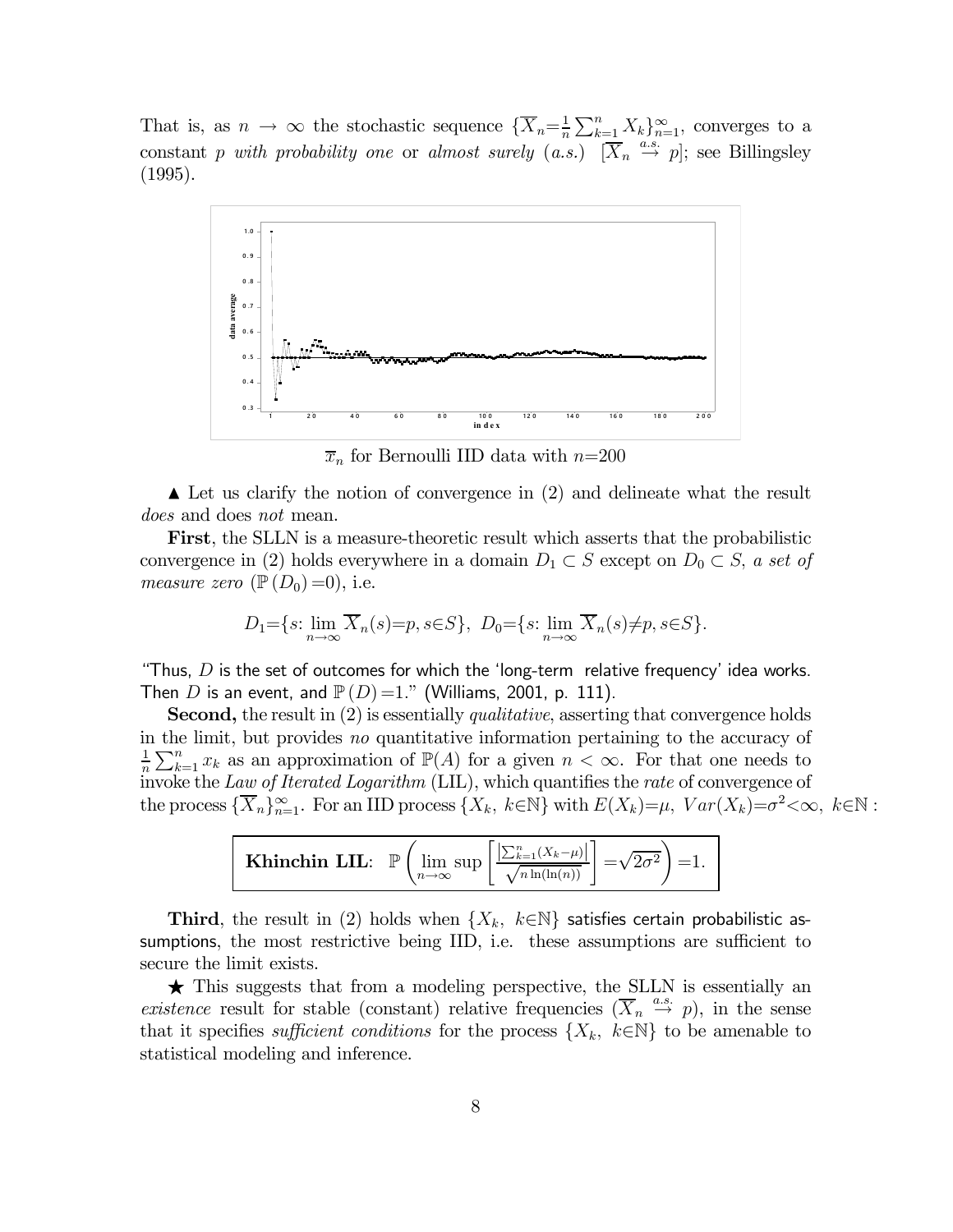That is, as $n \to \infty$ the stochastic sequence $\{\overline{X}_n = \frac{1}{n}\sum_{k=1}^{n} X_k\}_{n=1}^{\infty}$, converges to a constant $p$ *with probability one* or *almost surely* (*a.s.*) $[\overline{X}_n \overset{a.s.}{\to} p]$; see Billingsley (1995).

$\overline{x}_n$ for Bernoulli IID data with $n$=200

▲ Let us clarify the notion of convergence in (2) and delineate what the result *does* and does *not* mean.

**First**, the SLLN is a measure-theoretic result which asserts that the probabilistic convergence in (2) holds everywhere in a domain $D_1 \subset S$ except on $D_0 \subset S$, *a set of measure zero* ($\mathbb{P}(D_0)$=0), i.e.

$$D_1 = \{s: \lim_{n\to\infty} \overline{X}_n(s) = p, s \in S\}, \;\; D_0 = \{s: \lim_{n\to\infty} \overline{X}_n(s) \neq p, s \in S\}.$$

"Thus, $D$ is the set of outcomes for which the 'long-term relative frequency' idea works. Then $D$ is an event, and $\mathbb{P}(D)$=1." (Williams, 2001, p. 111).

**Second,** the result in (2) is essentially *qualitative*, asserting that convergence holds in the limit, but provides *no* quantitative information pertaining to the accuracy of $\frac{1}{n}\sum_{k=1}^{n} x_k$ as an approximation of $\mathbb{P}(A)$ for a given $n < \infty$. For that one needs to invoke the *Law of Iterated Logarithm* (LIL), which quantifies the *rate* of convergence of the process $\{\overline{X}_n\}_{n=1}^{\infty}$. For an IID process $\{X_k, \; k\in\mathbb{N}\}$ with $E(X_k)=\mu, \; Var(X_k)=\sigma^2<\infty, \; k\in\mathbb{N}$ :

$$\textbf{Khinchin LIL:} \;\; \mathbb{P}\left(\limsup_{n\to\infty}\left[\frac{\left|\sum_{k=1}^{n}(X_k-\mu)\right|}{\sqrt{n\ln(\ln(n))}}\right]=\sqrt{2\sigma^2}\right)=1.$$

**Third**, the result in (2) holds when $\{X_k, \; k\in\mathbb{N}\}$ satisfies certain probabilistic assumptions, the most restrictive being IID, i.e. these assumptions are sufficient to secure the limit exists.

★ This suggests that from a modeling perspective, the SLLN is essentially an *existence* result for stable (constant) relative frequencies ($\overline{X}_n \overset{a.s.}{\to} p$), in the sense that it specifies *sufficient conditions* for the process $\{X_k, \; k\in\mathbb{N}\}$ to be amenable to statistical modeling and inference.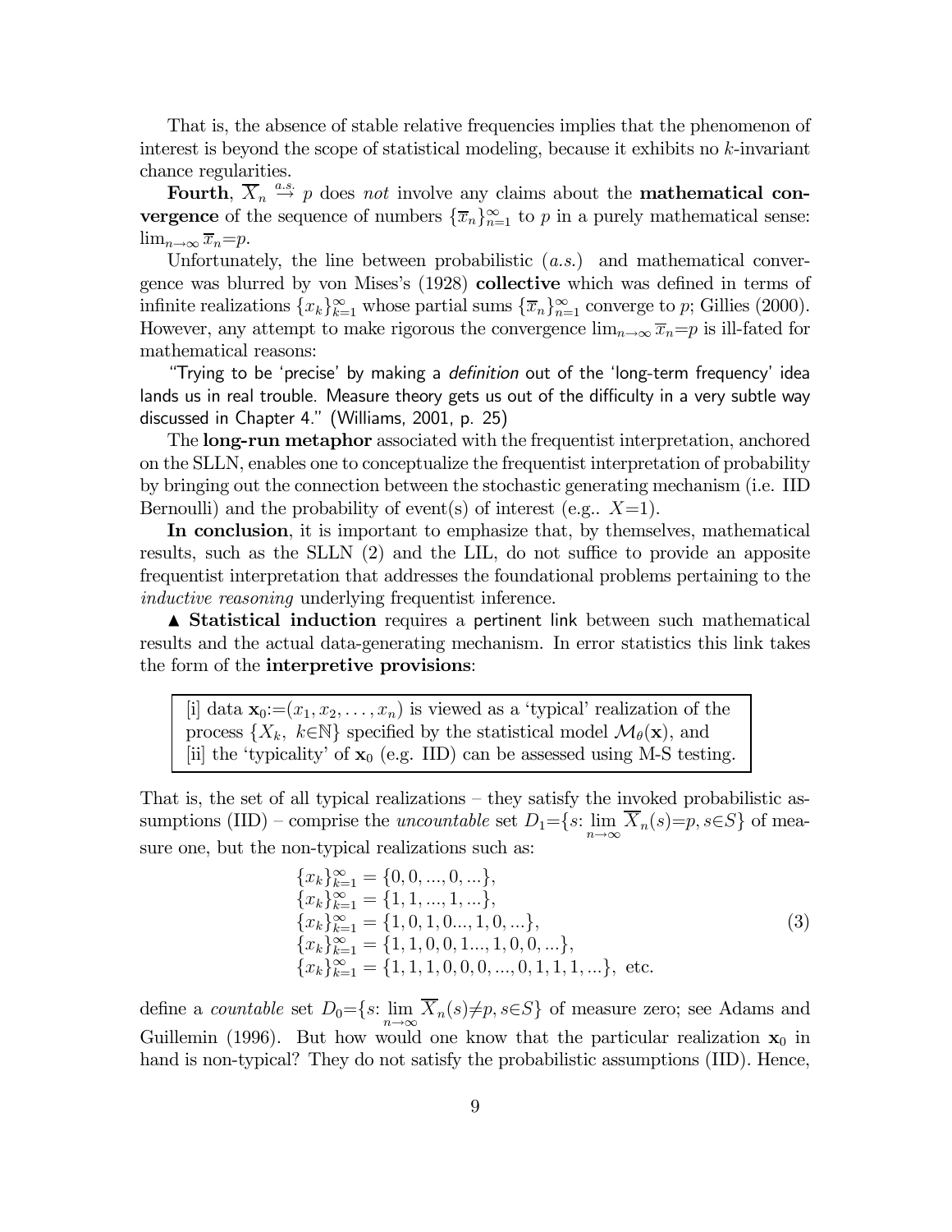That is, the absence of stable relative frequencies implies that the phenomenon of interest is beyond the scope of statistical modeling, because it exhibits no $k$-invariant chance regularities.

**Fourth**, $\overline{X}_n \overset{a.s.}{\to} p$ does *not* involve any claims about the **mathematical convergence** of the sequence of numbers $\{\overline{x}_n\}_{n=1}^{\infty}$ to $p$ in a purely mathematical sense: $\lim_{n\to\infty} \overline{x}_n = p$.

Unfortunately, the line between probabilistic ($a.s.$) and mathematical convergence was blurred by von Mises's (1928) **collective** which was defined in terms of infinite realizations $\{x_k\}_{k=1}^{\infty}$ whose partial sums $\{\overline{x}_n\}_{n=1}^{\infty}$ converge to $p$; Gillies (2000). However, any attempt to make rigorous the convergence $\lim_{n\to\infty} \overline{x}_n = p$ is ill-fated for mathematical reasons:

"Trying to be 'precise' by making a *definition* out of the 'long-term frequency' idea lands us in real trouble. Measure theory gets us out of the difficulty in a very subtle way discussed in Chapter 4." (Williams, 2001, p. 25)

The **long-run metaphor** associated with the frequentist interpretation, anchored on the SLLN, enables one to conceptualize the frequentist interpretation of probability by bringing out the connection between the stochastic generating mechanism (i.e. IID Bernoulli) and the probability of event(s) of interest (e.g.. $X=1$).

**In conclusion**, it is important to emphasize that, by themselves, mathematical results, such as the SLLN (2) and the LIL, do not suffice to provide an apposite frequentist interpretation that addresses the foundational problems pertaining to the *inductive reasoning* underlying frequentist inference.

▲ **Statistical induction** requires a pertinent link between such mathematical results and the actual data-generating mechanism. In error statistics this link takes the form of the **interpretive provisions**:

> [i] data $\mathbf{x}_0 := (x_1, x_2, \ldots, x_n)$ is viewed as a 'typical' realization of the process $\{X_k,\ k\in\mathbb{N}\}$ specified by the statistical model $\mathcal{M}_\theta(\mathbf{x})$, and
> [ii] the 'typicality' of $\mathbf{x}_0$ (e.g. IID) can be assessed using M-S testing.

That is, the set of all typical realizations – they satisfy the invoked probabilistic assumptions (IID) – comprise the *uncountable* set $D_1 = \{s: \lim_{n\to\infty} \overline{X}_n(s) = p, s\in S\}$ of measure one, but the non-typical realizations such as:

$$
\begin{array}{l}
\{x_k\}_{k=1}^{\infty} = \{0, 0, ..., 0, ...\}, \\
\{x_k\}_{k=1}^{\infty} = \{1, 1, ..., 1, ...\}, \\
\{x_k\}_{k=1}^{\infty} = \{1, 0, 1, 0..., 1, 0, ...\}, \\
\{x_k\}_{k=1}^{\infty} = \{1, 1, 0, 0, 1..., 1, 0, 0, ...\}, \\
\{x_k\}_{k=1}^{\infty} = \{1, 1, 1, 0, 0, 0, ..., 0, 1, 1, 1, ...\}, \text{ etc.}
\end{array}
\tag{3}
$$

define a *countable* set $D_0 = \{s: \lim_{n\to\infty} \overline{X}_n(s) \neq p, s\in S\}$ of measure zero; see Adams and Guillemin (1996). But how would one know that the particular realization $\mathbf{x}_0$ in hand is non-typical? They do not satisfy the probabilistic assumptions (IID). Hence,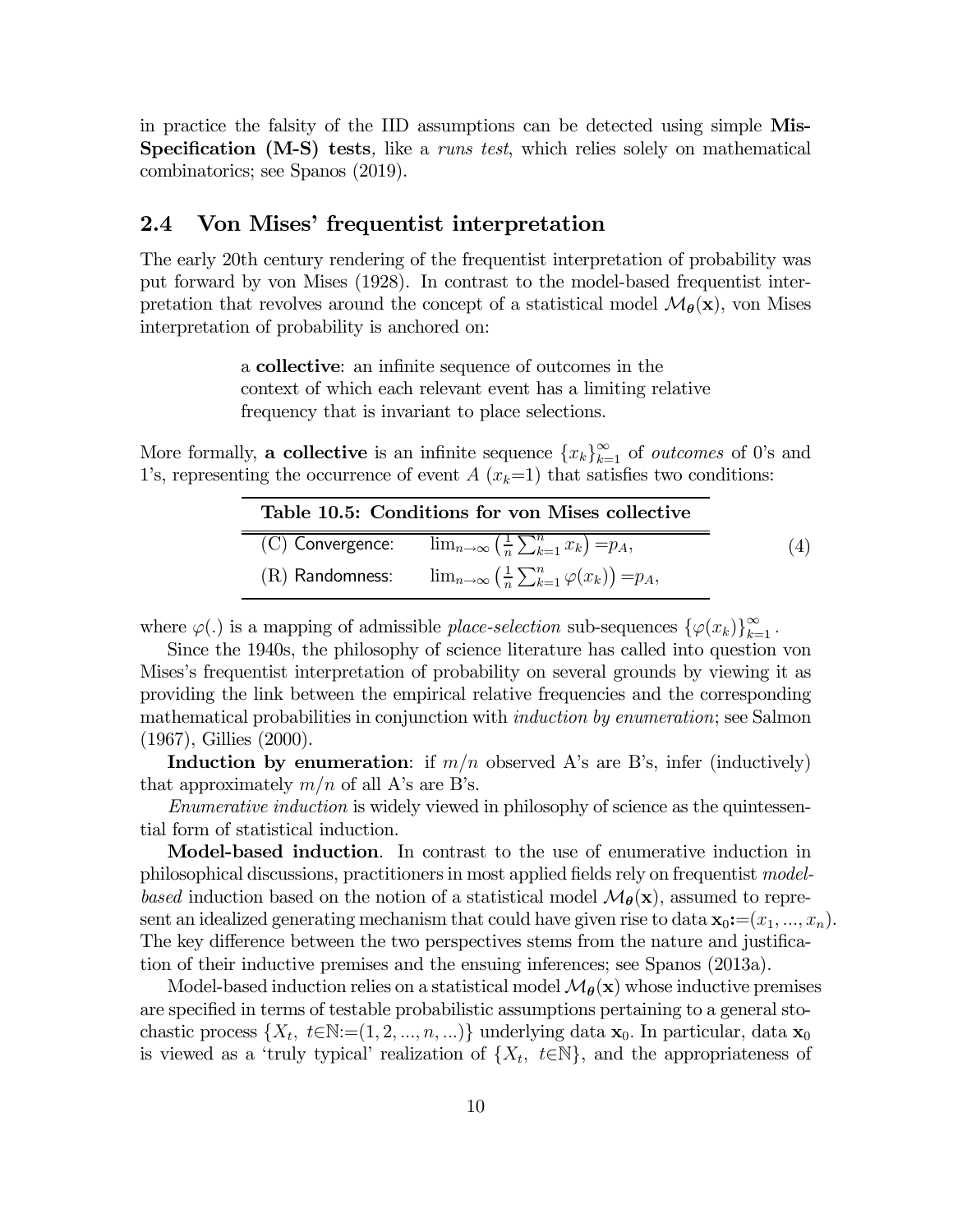in practice the falsity of the IID assumptions can be detected using simple **Mis-Specification (M-S) tests**, like a *runs test*, which relies solely on mathematical combinatorics; see Spanos (2019).

## 2.4 Von Mises' frequentist interpretation

The early 20th century rendering of the frequentist interpretation of probability was put forward by von Mises (1928). In contrast to the model-based frequentist interpretation that revolves around the concept of a statistical model $\mathcal{M}_{\boldsymbol{\theta}}(\mathbf{x})$, von Mises interpretation of probability is anchored on:

> a **collective**: an infinite sequence of outcomes in the context of which each relevant event has a limiting relative frequency that is invariant to place selections.

More formally, **a collective** is an infinite sequence $\{x_k\}_{k=1}^{\infty}$ of *outcomes* of 0's and 1's, representing the occurrence of event $A$ ($x_k$=1) that satisfies two conditions:

| **Table 10.5: Conditions for von Mises collective** | |
|---|---|
| (C) Convergence: | $\lim_{n\to\infty}\left(\frac{1}{n}\sum_{k=1}^{n}x_k\right)=p_A,$ |
| (R) Randomness: | $\lim_{n\to\infty}\left(\frac{1}{n}\sum_{k=1}^{n}\varphi(x_k)\right)=p_A,$ |

(4)

where $\varphi(.)$ is a mapping of admissible *place-selection* sub-sequences $\{\varphi(x_k)\}_{k=1}^{\infty}$.

Since the 1940s, the philosophy of science literature has called into question von Mises's frequentist interpretation of probability on several grounds by viewing it as providing the link between the empirical relative frequencies and the corresponding mathematical probabilities in conjunction with *induction by enumeration*; see Salmon (1967), Gillies (2000).

**Induction by enumeration**: if $m/n$ observed A's are B's, infer (inductively) that approximately $m/n$ of all A's are B's.

*Enumerative induction* is widely viewed in philosophy of science as the quintessential form of statistical induction.

**Model-based induction**. In contrast to the use of enumerative induction in philosophical discussions, practitioners in most applied fields rely on frequentist *model-based* induction based on the notion of a statistical model $\mathcal{M}_{\boldsymbol{\theta}}(\mathbf{x})$, assumed to represent an idealized generating mechanism that could have given rise to data $\mathbf{x}_0:=(x_1,...,x_n)$. The key difference between the two perspectives stems from the nature and justification of their inductive premises and the ensuing inferences; see Spanos (2013a).

Model-based induction relies on a statistical model $\mathcal{M}_{\boldsymbol{\theta}}(\mathbf{x})$ whose inductive premises are specified in terms of testable probabilistic assumptions pertaining to a general stochastic process $\{X_t,\ t\in\mathbb{N}:=(1,2,...,n,...)\}$ underlying data $\mathbf{x}_0$. In particular, data $\mathbf{x}_0$ is viewed as a 'truly typical' realization of $\{X_t,\ t\in\mathbb{N}\}$, and the appropriateness of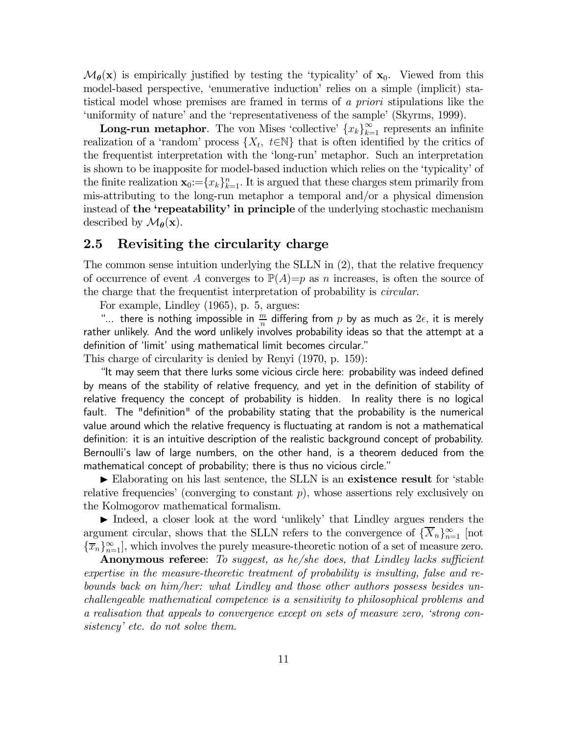$\mathcal{M}_{\boldsymbol{\theta}}(\mathbf{x})$ is empirically justified by testing the 'typicality' of $\mathbf{x}_0$. Viewed from this model-based perspective, 'enumerative induction' relies on a simple (implicit) statistical model whose premises are framed in terms of *a priori* stipulations like the 'uniformity of nature' and the 'representativeness of the sample' (Skyrms, 1999).

**Long-run metaphor**. The von Mises 'collective' $\{x_k\}_{k=1}^{\infty}$ represents an infinite realization of a 'random' process $\{X_t,\ t{\in}\mathbb{N}\}$ that is often identified by the critics of the frequentist interpretation with the 'long-run' metaphor. Such an interpretation is shown to be inapposite for model-based induction which relies on the 'typicality' of the finite realization $\mathbf{x}_0{:=}\{x_k\}_{k=1}^{n}$. It is argued that these charges stem primarily from mis-attributing to the long-run metaphor a temporal and/or a physical dimension instead of **the 'repeatability' in principle** of the underlying stochastic mechanism described by $\mathcal{M}_{\boldsymbol{\theta}}(\mathbf{x})$.

## 2.5 Revisiting the circularity charge

The common sense intuition underlying the SLLN in (2), that the relative frequency of occurrence of event $A$ converges to $\mathbb{P}(A){=}p$ as $n$ increases, is often the source of the charge that the frequentist interpretation of probability is *circular*.

For example, Lindley (1965), p. 5, argues:

"... there is nothing impossible in $\frac{m}{n}$ differing from $p$ by as much as $2\epsilon$, it is merely rather unlikely. And the word unlikely involves probability ideas so that the attempt at a definition of 'limit' using mathematical limit becomes circular."

This charge of circularity is denied by Renyi (1970, p. 159):

"It may seem that there lurks some vicious circle here: probability was indeed defined by means of the stability of relative frequency, and yet in the definition of stability of relative frequency the concept of probability is hidden. In reality there is no logical fault. The "definition" of the probability stating that the probability is the numerical value around which the relative frequency is fluctuating at random is not a mathematical definition: it is an intuitive description of the realistic background concept of probability. Bernoulli's law of large numbers, on the other hand, is a theorem deduced from the mathematical concept of probability; there is thus no vicious circle."

► Elaborating on his last sentence, the SLLN is an **existence result** for 'stable relative frequencies' (converging to constant $p$), whose assertions rely exclusively on the Kolmogorov mathematical formalism.

► Indeed, a closer look at the word 'unlikely' that Lindley argues renders the argument circular, shows that the SLLN refers to the convergence of $\{\overline{X}_n\}_{n=1}^{\infty}$ [not $\{\overline{x}_n\}_{n=1}^{\infty}$], which involves the purely measure-theoretic notion of a set of measure zero.

**Anonymous referee**: *To suggest, as he/she does, that Lindley lacks sufficient expertise in the measure-theoretic treatment of probability is insulting, false and rebounds back on him/her: what Lindley and those other authors possess besides unchallengeable mathematical competence is a sensitivity to philosophical problems and a realisation that appeals to convergence except on sets of measure zero, 'strong consistency' etc. do not solve them.*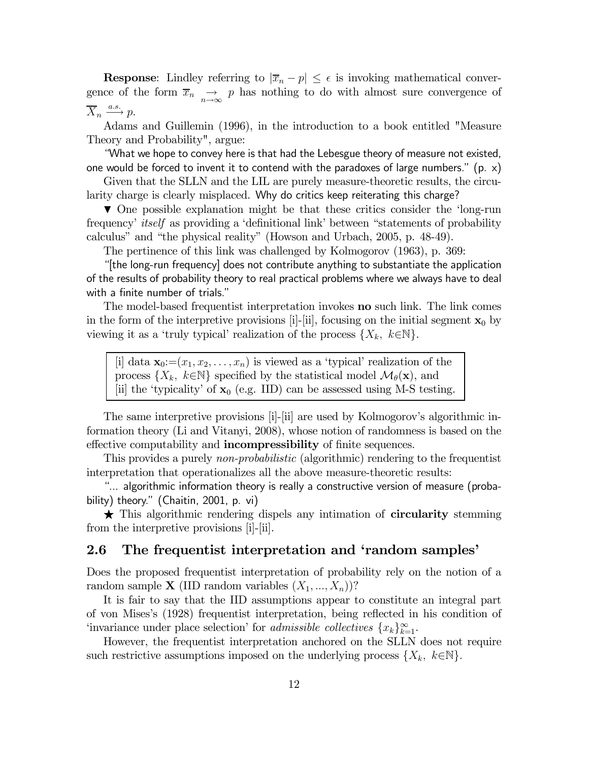**Response**: Lindley referring to $|\overline{x}_n - p| \leq \epsilon$ is invoking mathematical convergence of the form $\overline{x}_n \underset{n\to\infty}{\to} p$ has nothing to do with almost sure convergence of $\overline{X}_n \xrightarrow{a.s.} p$.

Adams and Guillemin (1996), in the introduction to a book entitled "Measure Theory and Probability", argue:

"What we hope to convey here is that had the Lebesgue theory of measure not existed, one would be forced to invent it to contend with the paradoxes of large numbers." (p. x)

Given that the SLLN and the LIL are purely measure-theoretic results, the circularity charge is clearly misplaced. Why do critics keep reiterating this charge?

▼ One possible explanation might be that these critics consider the 'long-run frequency' *itself* as providing a 'definitional link' between "statements of probability calculus" and "the physical reality" (Howson and Urbach, 2005, p. 48-49).

The pertinence of this link was challenged by Kolmogorov (1963), p. 369:

"[the long-run frequency] does not contribute anything to substantiate the application of the results of probability theory to real practical problems where we always have to deal with a finite number of trials."

The model-based frequentist interpretation invokes **no** such link. The link comes in the form of the interpretive provisions [i]-[ii], focusing on the initial segment $\mathbf{x}_0$ by viewing it as a 'truly typical' realization of the process $\{X_k,\ k\in\mathbb{N}\}$.

> [i] data $\mathbf{x}_0:=(x_1, x_2, \ldots, x_n)$ is viewed as a 'typical' realization of the process $\{X_k,\ k\in\mathbb{N}\}$ specified by the statistical model $\mathcal{M}_\theta(\mathbf{x})$, and
> [ii] the 'typicality' of $\mathbf{x}_0$ (e.g. IID) can be assessed using M-S testing.

The same interpretive provisions [i]-[ii] are used by Kolmogorov's algorithmic information theory (Li and Vitanyi, 2008), whose notion of randomness is based on the effective computability and **incompressibility** of finite sequences.

This provides a purely *non-probabilistic* (algorithmic) rendering to the frequentist interpretation that operationalizes all the above measure-theoretic results:

"... algorithmic information theory is really a constructive version of measure (probability) theory." (Chaitin, 2001, p. vi)

★ This algorithmic rendering dispels any intimation of **circularity** stemming from the interpretive provisions [i]-[ii].

## 2.6 The frequentist interpretation and 'random samples'

Does the proposed frequentist interpretation of probability rely on the notion of a random sample $\mathbf{X}$ (IID random variables $(X_1, ..., X_n)$)?

It is fair to say that the IID assumptions appear to constitute an integral part of von Mises's (1928) frequentist interpretation, being reflected in his condition of 'invariance under place selection' for *admissible collectives* $\{x_k\}_{k=1}^{\infty}$.

However, the frequentist interpretation anchored on the SLLN does not require such restrictive assumptions imposed on the underlying process $\{X_k,\ k\in\mathbb{N}\}$.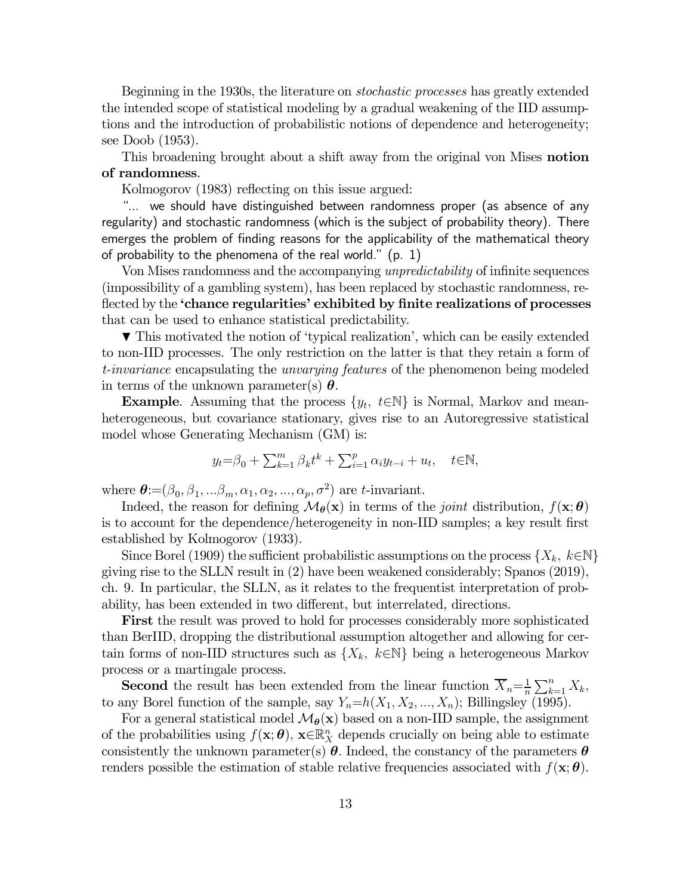Beginning in the 1930s, the literature on *stochastic processes* has greatly extended the intended scope of statistical modeling by a gradual weakening of the IID assumptions and the introduction of probabilistic notions of dependence and heterogeneity; see Doob (1953).

This broadening brought about a shift away from the original von Mises **notion of randomness**.

Kolmogorov (1983) reflecting on this issue argued:

"... we should have distinguished between randomness proper (as absence of any regularity) and stochastic randomness (which is the subject of probability theory). There emerges the problem of finding reasons for the applicability of the mathematical theory of probability to the phenomena of the real world." (p. 1)

Von Mises randomness and the accompanying *unpredictability* of infinite sequences (impossibility of a gambling system), has been replaced by stochastic randomness, reflected by the **'chance regularities' exhibited by finite realizations of processes** that can be used to enhance statistical predictability.

▼ This motivated the notion of 'typical realization', which can be easily extended to non-IID processes. The only restriction on the latter is that they retain a form of *t-invariance* encapsulating the *unvarying features* of the phenomenon being modeled in terms of the unknown parameter(s) $\boldsymbol{\theta}$.

**Example**. Assuming that the process $\{y_t,\ t\in\mathbb{N}\}$ is Normal, Markov and mean-heterogeneous, but covariance stationary, gives rise to an Autoregressive statistical model whose Generating Mechanism (GM) is:

$$y_t = \beta_0 + \sum_{k=1}^{m} \beta_k t^k + \sum_{i=1}^{p} \alpha_i y_{t-i} + u_t, \quad t\in\mathbb{N},$$

where $\boldsymbol{\theta} := (\beta_0, \beta_1, ...\beta_m, \alpha_1, \alpha_2, ..., \alpha_p, \sigma^2)$ are $t$-invariant.

Indeed, the reason for defining $\mathcal{M}_{\boldsymbol{\theta}}(\mathbf{x})$ in terms of the *joint* distribution, $f(\mathbf{x};\boldsymbol{\theta})$ is to account for the dependence/heterogeneity in non-IID samples; a key result first established by Kolmogorov (1933).

Since Borel (1909) the sufficient probabilistic assumptions on the process $\{X_k,\ k\in\mathbb{N}\}$ giving rise to the SLLN result in (2) have been weakened considerably; Spanos (2019), ch. 9. In particular, the SLLN, as it relates to the frequentist interpretation of probability, has been extended in two different, but interrelated, directions.

**First** the result was proved to hold for processes considerably more sophisticated than BerIID, dropping the distributional assumption altogether and allowing for certain forms of non-IID structures such as $\{X_k,\ k\in\mathbb{N}\}$ being a heterogeneous Markov process or a martingale process.

**Second** the result has been extended from the linear function $\overline{X}_n = \frac{1}{n}\sum_{k=1}^{n} X_k$, to any Borel function of the sample, say $Y_n = h(X_1, X_2, ..., X_n)$; Billingsley (1995).

For a general statistical model $\mathcal{M}_{\boldsymbol{\theta}}(\mathbf{x})$ based on a non-IID sample, the assignment of the probabilities using $f(\mathbf{x};\boldsymbol{\theta})$, $\mathbf{x}\in\mathbb{R}^n_X$ depends crucially on being able to estimate consistently the unknown parameter(s) $\boldsymbol{\theta}$. Indeed, the constancy of the parameters $\boldsymbol{\theta}$ renders possible the estimation of stable relative frequencies associated with $f(\mathbf{x};\boldsymbol{\theta})$.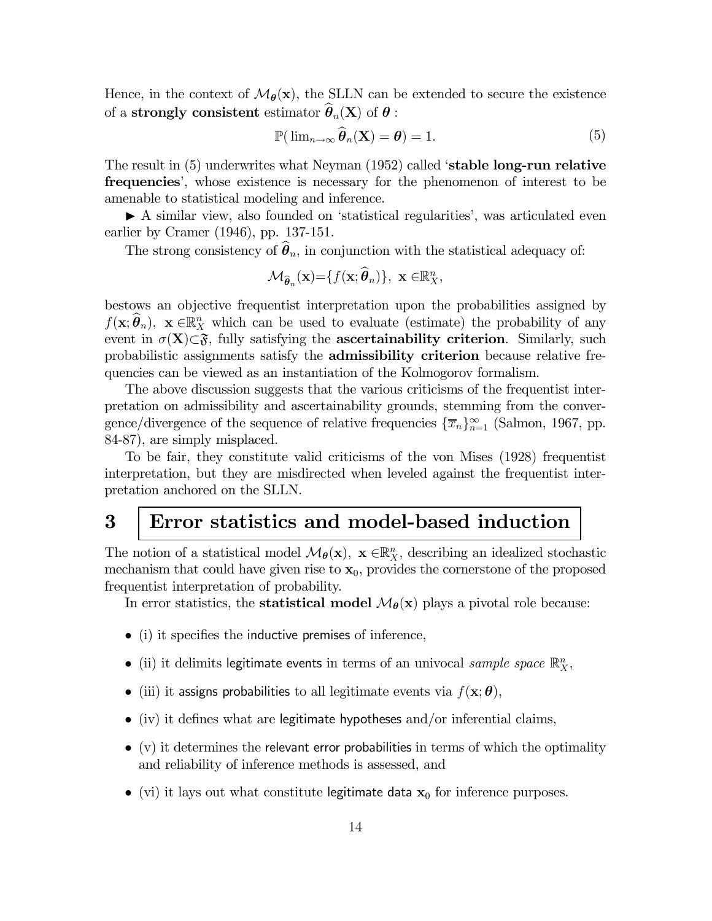Hence, in the context of $\mathcal{M}_{\boldsymbol{\theta}}(\mathbf{x})$, the SLLN can be extended to secure the existence of a **strongly consistent** estimator $\widehat{\boldsymbol{\theta}}_n(\mathbf{X})$ of $\boldsymbol{\theta}$ :

$$\mathbb{P}(\lim_{n\rightarrow\infty}\widehat{\boldsymbol{\theta}}_n(\mathbf{X})=\boldsymbol{\theta})=1. \tag{5}$$

The result in (5) underwrites what Neyman (1952) called '**stable long-run relative frequencies**', whose existence is necessary for the phenomenon of interest to be amenable to statistical modeling and inference.

► A similar view, also founded on 'statistical regularities', was articulated even earlier by Cramer (1946), pp. 137-151.

The strong consistency of $\widehat{\boldsymbol{\theta}}_n$, in conjunction with the statistical adequacy of:

$$\mathcal{M}_{\widehat{\boldsymbol{\theta}}_n}(\mathbf{x})=\{f(\mathbf{x};\widehat{\boldsymbol{\theta}}_n)\},\ \mathbf{x}\in\mathbb{R}^n_X,$$

bestows an objective frequentist interpretation upon the probabilities assigned by $f(\mathbf{x};\widehat{\boldsymbol{\theta}}_n)$, $\mathbf{x}\in\mathbb{R}^n_X$ which can be used to evaluate (estimate) the probability of any event in $\sigma(\mathbf{X})\subset\mathfrak{F}$, fully satisfying the **ascertainability criterion**. Similarly, such probabilistic assignments satisfy the **admissibility criterion** because relative frequencies can be viewed as an instantiation of the Kolmogorov formalism.

The above discussion suggests that the various criticisms of the frequentist interpretation on admissibility and ascertainability grounds, stemming from the convergence/divergence of the sequence of relative frequencies $\{\overline{x}_n\}_{n=1}^{\infty}$ (Salmon, 1967, pp. 84-87), are simply misplaced.

To be fair, they constitute valid criticisms of the von Mises (1928) frequentist interpretation, but they are misdirected when leveled against the frequentist interpretation anchored on the SLLN.

# 3 Error statistics and model-based induction

The notion of a statistical model $\mathcal{M}_{\boldsymbol{\theta}}(\mathbf{x})$, $\mathbf{x}\in\mathbb{R}^n_X$, describing an idealized stochastic mechanism that could have given rise to $\mathbf{x}_0$, provides the cornerstone of the proposed frequentist interpretation of probability.

In error statistics, the **statistical model** $\mathcal{M}_{\boldsymbol{\theta}}(\mathbf{x})$ plays a pivotal role because:

- (i) it specifies the inductive premises of inference,
- (ii) it delimits legitimate events in terms of an univocal *sample space* $\mathbb{R}^n_X$,
- (iii) it assigns probabilities to all legitimate events via $f(\mathbf{x};\boldsymbol{\theta})$,
- (iv) it defines what are legitimate hypotheses and/or inferential claims,
- (v) it determines the relevant error probabilities in terms of which the optimality and reliability of inference methods is assessed, and
- (vi) it lays out what constitute legitimate data $\mathbf{x}_0$ for inference purposes.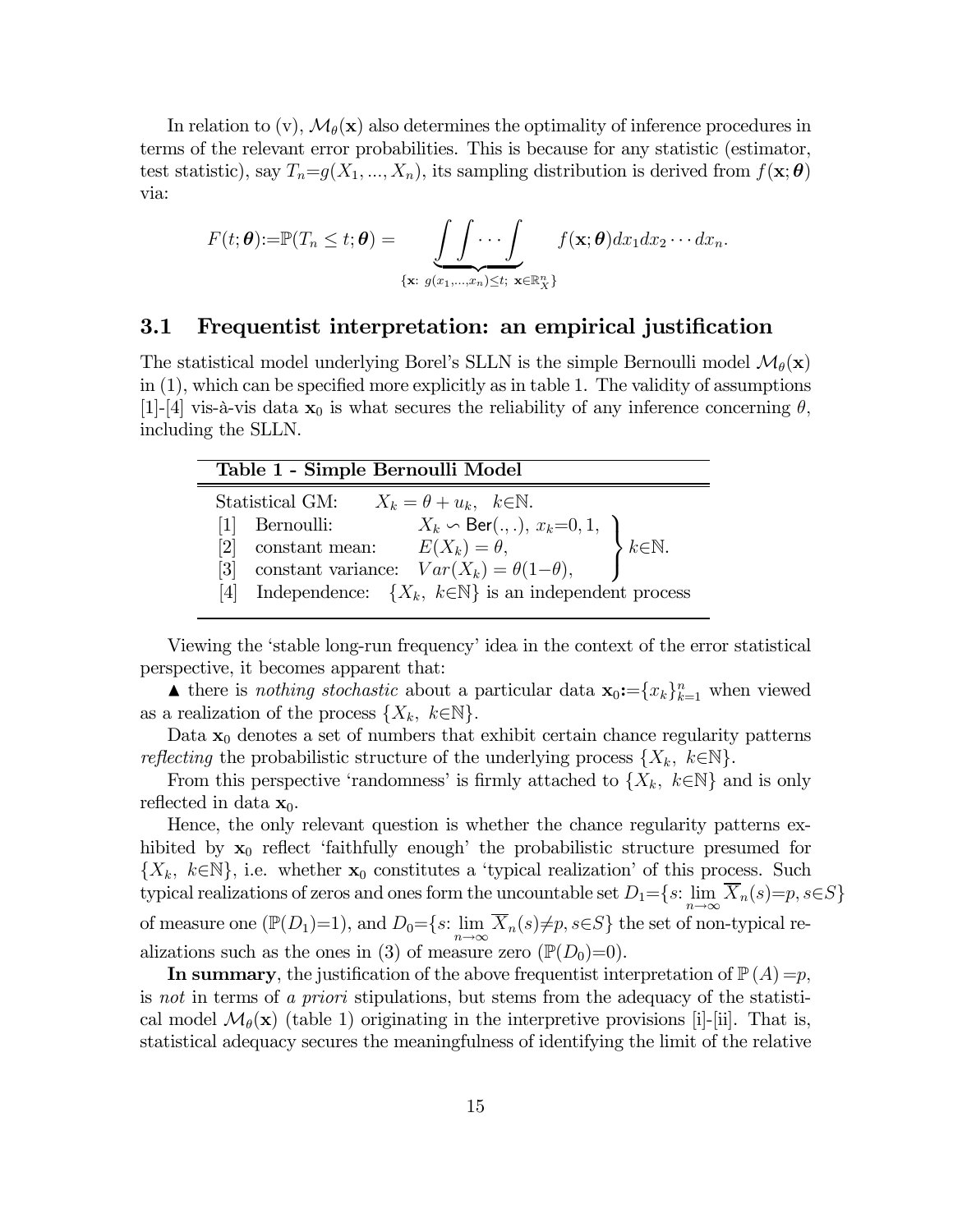In relation to (v), $\mathcal{M}_{\theta}(\mathbf{x})$ also determines the optimality of inference procedures in terms of the relevant error probabilities. This is because for any statistic (estimator, test statistic), say $T_n{=}g(X_1, ..., X_n)$, its sampling distribution is derived from $f(\mathbf{x};\boldsymbol{\theta})$ via:

$$F(t;\boldsymbol{\theta}){:=}\mathbb{P}(T_n \leq t;\boldsymbol{\theta}) = \underbrace{\int\int\cdots\int}_{\{\mathbf{x}:\ g(x_1,...,x_n)\leq t;\ \mathbf{x}\in\mathbb{R}_X^n\}} f(\mathbf{x};\boldsymbol{\theta})dx_1dx_2\cdots dx_n.$$

## 3.1 Frequentist interpretation: an empirical justification

The statistical model underlying Borel's SLLN is the simple Bernoulli model $\mathcal{M}_{\theta}(\mathbf{x})$ in (1), which can be specified more explicitly as in table 1. The validity of assumptions [1]-[4] vis-à-vis data $\mathbf{x}_0$ is what secures the reliability of any inference concerning $\theta$, including the SLLN.

| **Table 1 - Simple Bernoulli Model** | | |
|---|---|---|
| Statistical GM: | $X_k = \theta + u_k,\quad k\in\mathbb{N}.$ | |
| [1] Bernoulli: | $X_k \backsim \mathsf{Ber}(.,.),\ x_k{=}0,1,$ | $k\in\mathbb{N}.$ |
| [2] constant mean: | $E(X_k) = \theta,$ | $k\in\mathbb{N}.$ |
| [3] constant variance: | $Var(X_k) = \theta(1{-}\theta),$ | $k\in\mathbb{N}.$ |
| [4] Independence: | $\{X_k,\ k\in\mathbb{N}\}$ is an independent process | |

Viewing the 'stable long-run frequency' idea in the context of the error statistical perspective, it becomes apparent that:

▲ there is *nothing stochastic* about a particular data $\mathbf{x}_0{:=}\{x_k\}_{k=1}^n$ when viewed as a realization of the process $\{X_k,\ k\in\mathbb{N}\}$.

Data $\mathbf{x}_0$ denotes a set of numbers that exhibit certain chance regularity patterns *reflecting* the probabilistic structure of the underlying process $\{X_k,\ k\in\mathbb{N}\}$.

From this perspective 'randomness' is firmly attached to $\{X_k,\ k\in\mathbb{N}\}$ and is only reflected in data $\mathbf{x}_0$.

Hence, the only relevant question is whether the chance regularity patterns exhibited by $\mathbf{x}_0$ reflect 'faithfully enough' the probabilistic structure presumed for $\{X_k,\ k\in\mathbb{N}\}$, i.e. whether $\mathbf{x}_0$ constitutes a 'typical realization' of this process. Such typical realizations of zeros and ones form the uncountable set $D_1{=}\{s\text{: }\lim_{n\to\infty}\overline{X}_n(s){=}p, s\in S\}$ of measure one ($\mathbb{P}(D_1){=}1$), and $D_0{=}\{s\text{: }\lim_{n\to\infty}\overline{X}_n(s){\neq}p, s\in S\}$ the set of non-typical realizations such as the ones in (3) of measure zero ($\mathbb{P}(D_0){=}0$).

**In summary**, the justification of the above frequentist interpretation of $\mathbb{P}(A){=}p$, is *not* in terms of *a priori* stipulations, but stems from the adequacy of the statistical model $\mathcal{M}_{\theta}(\mathbf{x})$ (table 1) originating in the interpretive provisions [i]-[ii]. That is, statistical adequacy secures the meaningfulness of identifying the limit of the relative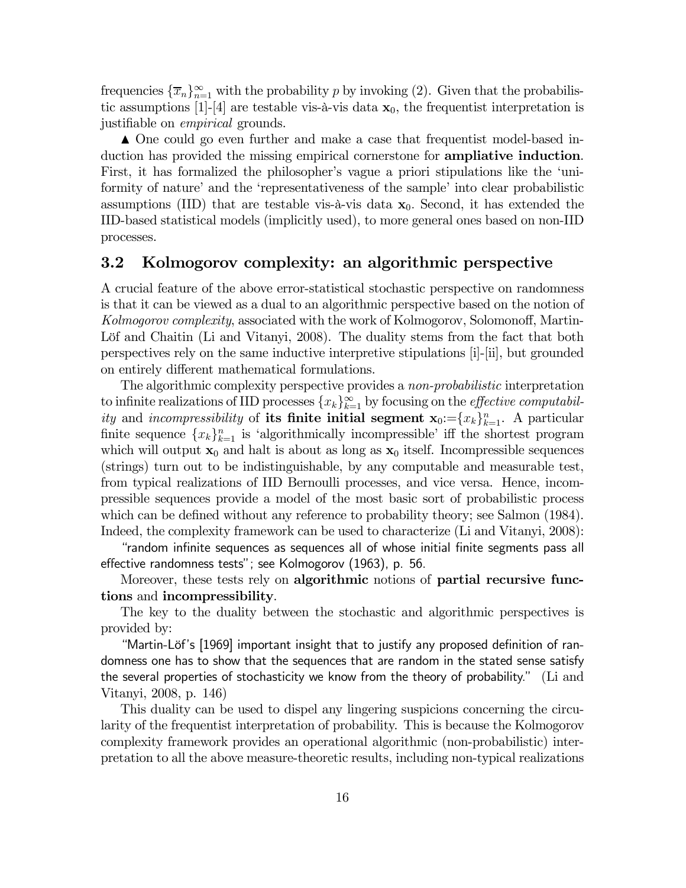frequencies $\{\overline{x}_n\}_{n=1}^{\infty}$ with the probability $p$ by invoking (2). Given that the probabilistic assumptions [1]-[4] are testable vis-à-vis data $\mathbf{x}_0$, the frequentist interpretation is justifiable on *empirical* grounds.

▲ One could go even further and make a case that frequentist model-based induction has provided the missing empirical cornerstone for **ampliative induction**. First, it has formalized the philosopher's vague a priori stipulations like the 'uniformity of nature' and the 'representativeness of the sample' into clear probabilistic assumptions (IID) that are testable vis-à-vis data $\mathbf{x}_0$. Second, it has extended the IID-based statistical models (implicitly used), to more general ones based on non-IID processes.

## 3.2 Kolmogorov complexity: an algorithmic perspective

A crucial feature of the above error-statistical stochastic perspective on randomness is that it can be viewed as a dual to an algorithmic perspective based on the notion of *Kolmogorov complexity*, associated with the work of Kolmogorov, Solomonoff, Martin-Löf and Chaitin (Li and Vitanyi, 2008). The duality stems from the fact that both perspectives rely on the same inductive interpretive stipulations [i]-[ii], but grounded on entirely different mathematical formulations.

The algorithmic complexity perspective provides a *non-probabilistic* interpretation to infinite realizations of IID processes $\{x_k\}_{k=1}^{\infty}$ by focusing on the *effective computability* and *incompressibility* of **its finite initial segment** $\mathbf{x}_0 := \{x_k\}_{k=1}^{n}$. A particular finite sequence $\{x_k\}_{k=1}^{n}$ is 'algorithmically incompressible' iff the shortest program which will output $\mathbf{x}_0$ and halt is about as long as $\mathbf{x}_0$ itself. Incompressible sequences (strings) turn out to be indistinguishable, by any computable and measurable test, from typical realizations of IID Bernoulli processes, and vice versa. Hence, incompressible sequences provide a model of the most basic sort of probabilistic process which can be defined without any reference to probability theory; see Salmon (1984). Indeed, the complexity framework can be used to characterize (Li and Vitanyi, 2008):

"random infinite sequences as sequences all of whose initial finite segments pass all effective randomness tests"; see Kolmogorov (1963), p. 56.

Moreover, these tests rely on **algorithmic** notions of **partial recursive functions** and **incompressibility**.

The key to the duality between the stochastic and algorithmic perspectives is provided by:

"Martin-Löf's [1969] important insight that to justify any proposed definition of randomness one has to show that the sequences that are random in the stated sense satisfy the several properties of stochasticity we know from the theory of probability." (Li and Vitanyi, 2008, p. 146)

This duality can be used to dispel any lingering suspicions concerning the circularity of the frequentist interpretation of probability. This is because the Kolmogorov complexity framework provides an operational algorithmic (non-probabilistic) interpretation to all the above measure-theoretic results, including non-typical realizations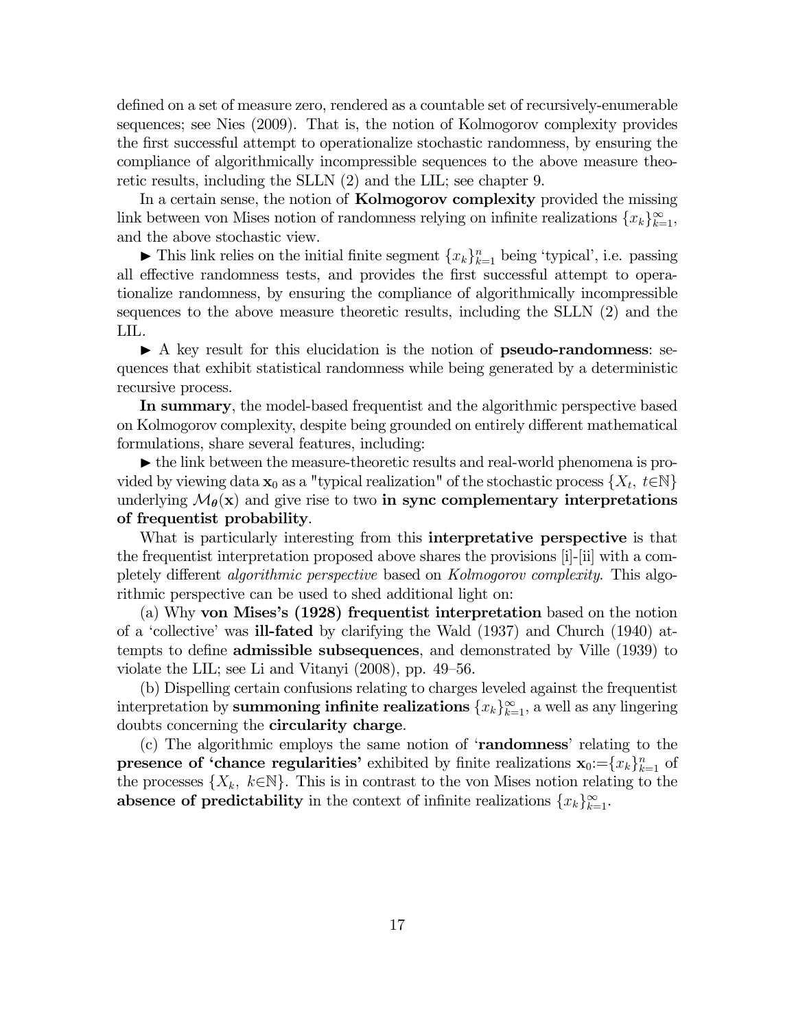defined on a set of measure zero, rendered as a countable set of recursively-enumerable sequences; see Nies (2009). That is, the notion of Kolmogorov complexity provides the first successful attempt to operationalize stochastic randomness, by ensuring the compliance of algorithmically incompressible sequences to the above measure theoretic results, including the SLLN (2) and the LIL; see chapter 9.

In a certain sense, the notion of **Kolmogorov complexity** provided the missing link between von Mises notion of randomness relying on infinite realizations $\{x_k\}_{k=1}^{\infty}$, and the above stochastic view.

► This link relies on the initial finite segment $\{x_k\}_{k=1}^{n}$ being 'typical', i.e. passing all effective randomness tests, and provides the first successful attempt to operationalize randomness, by ensuring the compliance of algorithmically incompressible sequences to the above measure theoretic results, including the SLLN (2) and the LIL.

► A key result for this elucidation is the notion of **pseudo-randomness**: sequences that exhibit statistical randomness while being generated by a deterministic recursive process.

**In summary**, the model-based frequentist and the algorithmic perspective based on Kolmogorov complexity, despite being grounded on entirely different mathematical formulations, share several features, including:

► the link between the measure-theoretic results and real-world phenomena is provided by viewing data $\mathbf{x}_0$ as a "typical realization" of the stochastic process $\{X_t,\ t{\in}\mathbb{N}\}$ underlying $\mathcal{M}_{\boldsymbol{\theta}}(\mathbf{x})$ and give rise to two **in sync complementary interpretations of frequentist probability**.

What is particularly interesting from this **interpretative perspective** is that the frequentist interpretation proposed above shares the provisions [i]-[ii] with a completely different *algorithmic perspective* based on *Kolmogorov complexity*. This algorithmic perspective can be used to shed additional light on:

(a) Why **von Mises's (1928) frequentist interpretation** based on the notion of a 'collective' was **ill-fated** by clarifying the Wald (1937) and Church (1940) attempts to define **admissible subsequences**, and demonstrated by Ville (1939) to violate the LIL; see Li and Vitanyi (2008), pp. 49–56.

(b) Dispelling certain confusions relating to charges leveled against the frequentist interpretation by **summoning infinite realizations** $\{x_k\}_{k=1}^{\infty}$, a well as any lingering doubts concerning the **circularity charge**.

(c) The algorithmic employs the same notion of '**randomness**' relating to the **presence of 'chance regularities'** exhibited by finite realizations $\mathbf{x}_0{:=}\{x_k\}_{k=1}^{n}$ of the processes $\{X_k,\ k{\in}\mathbb{N}\}$. This is in contrast to the von Mises notion relating to the **absence of predictability** in the context of infinite realizations $\{x_k\}_{k=1}^{\infty}$.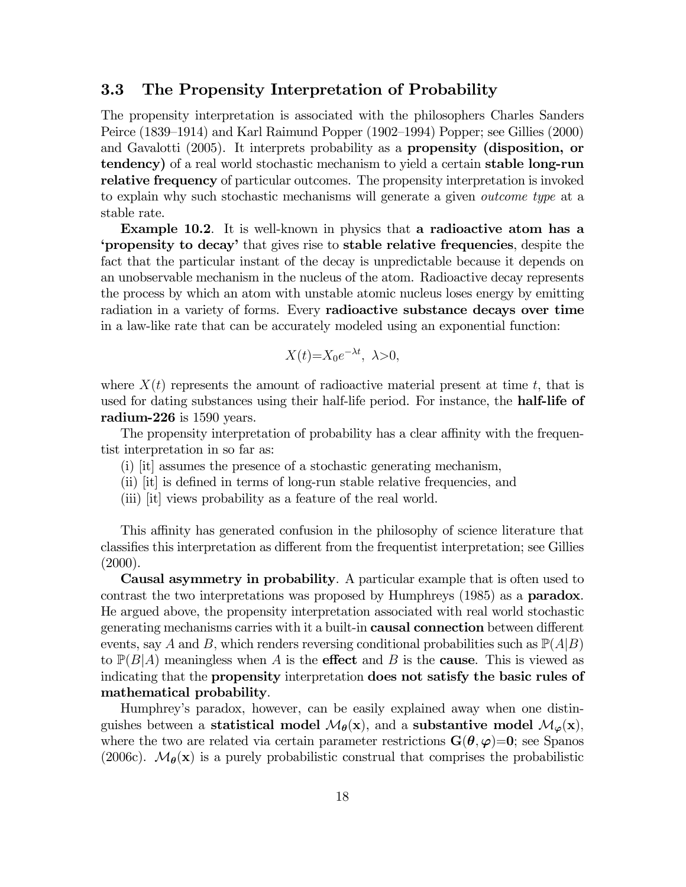## 3.3 The Propensity Interpretation of Probability

The propensity interpretation is associated with the philosophers Charles Sanders Peirce (1839–1914) and Karl Raimund Popper (1902–1994) Popper; see Gillies (2000) and Gavalotti (2005). It interprets probability as a **propensity (disposition, or tendency)** of a real world stochastic mechanism to yield a certain **stable long-run relative frequency** of particular outcomes. The propensity interpretation is invoked to explain why such stochastic mechanisms will generate a given *outcome type* at a stable rate.

**Example 10.2**. It is well-known in physics that **a radioactive atom has a 'propensity to decay'** that gives rise to **stable relative frequencies**, despite the fact that the particular instant of the decay is unpredictable because it depends on an unobservable mechanism in the nucleus of the atom. Radioactive decay represents the process by which an atom with unstable atomic nucleus loses energy by emitting radiation in a variety of forms. Every **radioactive substance decays over time** in a law-like rate that can be accurately modeled using an exponential function:

$$X(t) = X_0 e^{-\lambda t}, \ \lambda > 0,$$

where $X(t)$ represents the amount of radioactive material present at time $t$, that is used for dating substances using their half-life period. For instance, the **half-life of radium-226** is 1590 years.

The propensity interpretation of probability has a clear affinity with the frequentist interpretation in so far as:

(i) [it] assumes the presence of a stochastic generating mechanism,
(ii) [it] is defined in terms of long-run stable relative frequencies, and
(iii) [it] views probability as a feature of the real world.

This affinity has generated confusion in the philosophy of science literature that classifies this interpretation as different from the frequentist interpretation; see Gillies (2000).

**Causal asymmetry in probability**. A particular example that is often used to contrast the two interpretations was proposed by Humphreys (1985) as a **paradox**. He argued above, the propensity interpretation associated with real world stochastic generating mechanisms carries with it a built-in **causal connection** between different events, say $A$ and $B$, which renders reversing conditional probabilities such as $\mathbb{P}(A|B)$ to $\mathbb{P}(B|A)$ meaningless when $A$ is the **effect** and $B$ is the **cause**. This is viewed as indicating that the **propensity** interpretation **does not satisfy the basic rules of mathematical probability**.

Humphrey's paradox, however, can be easily explained away when one distinguishes between a **statistical model** $\mathcal{M}_{\boldsymbol{\theta}}(\mathbf{x})$, and a **substantive model** $\mathcal{M}_{\boldsymbol{\varphi}}(\mathbf{x})$, where the two are related via certain parameter restrictions $\mathbf{G}(\boldsymbol{\theta}, \boldsymbol{\varphi})=\mathbf{0}$; see Spanos (2006c). $\mathcal{M}_{\boldsymbol{\theta}}(\mathbf{x})$ is a purely probabilistic construal that comprises the probabilistic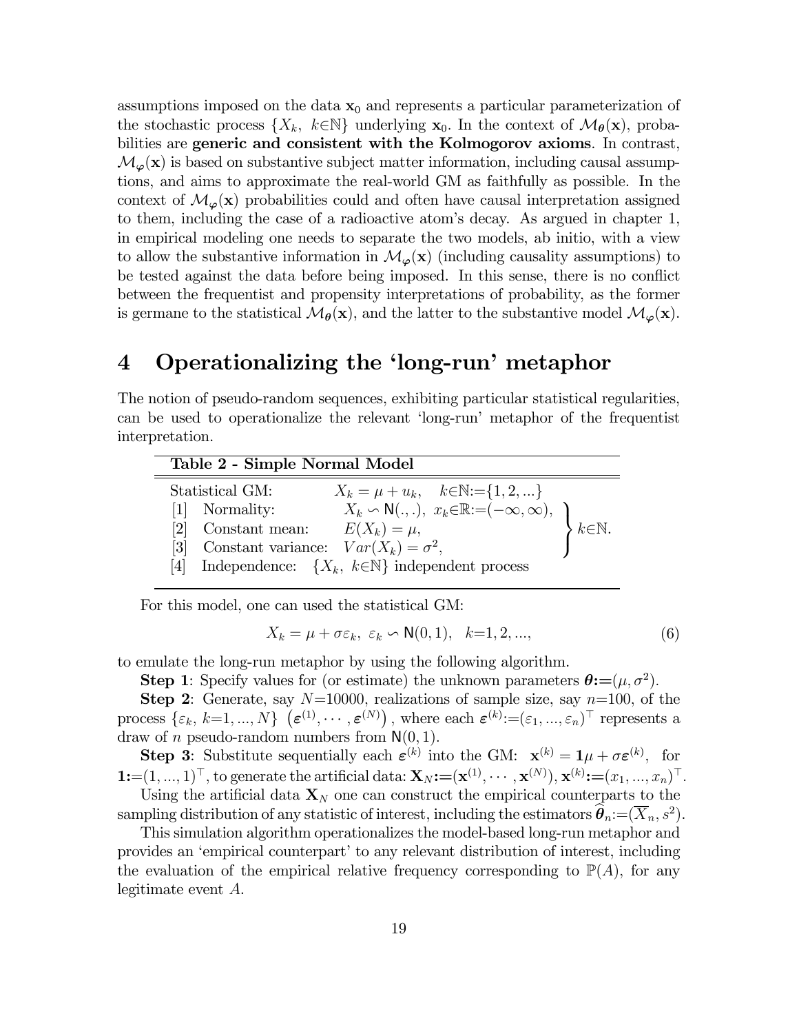assumptions imposed on the data $\mathbf{x}_0$ and represents a particular parameterization of the stochastic process $\{X_k,\ k\in\mathbb{N}\}$ underlying $\mathbf{x}_0$. In the context of $\mathcal{M}_{\boldsymbol{\theta}}(\mathbf{x})$, probabilities are **generic and consistent with the Kolmogorov axioms**. In contrast, $\mathcal{M}_{\boldsymbol{\varphi}}(\mathbf{x})$ is based on substantive subject matter information, including causal assumptions, and aims to approximate the real-world GM as faithfully as possible. In the context of $\mathcal{M}_{\boldsymbol{\varphi}}(\mathbf{x})$ probabilities could and often have causal interpretation assigned to them, including the case of a radioactive atom's decay. As argued in chapter 1, in empirical modeling one needs to separate the two models, ab initio, with a view to allow the substantive information in $\mathcal{M}_{\boldsymbol{\varphi}}(\mathbf{x})$ (including causality assumptions) to be tested against the data before being imposed. In this sense, there is no conflict between the frequentist and propensity interpretations of probability, as the former is germane to the statistical $\mathcal{M}_{\boldsymbol{\theta}}(\mathbf{x})$, and the latter to the substantive model $\mathcal{M}_{\boldsymbol{\varphi}}(\mathbf{x})$.

# 4 Operationalizing the 'long-run' metaphor

The notion of pseudo-random sequences, exhibiting particular statistical regularities, can be used to operationalize the relevant 'long-run' metaphor of the frequentist interpretation.

**Table 2 - Simple Normal Model**

| | | |
|---|---|---|
| Statistical GM: | $X_k = \mu + u_k, \quad k\in\mathbb{N}:=\{1, 2, ...\}$ | |
| [1] Normality: | $X_k \backsim \mathsf{N}(.,.),\ x_k\in\mathbb{R}:=(-\infty, \infty),$ | $k\in\mathbb{N}.$ |
| [2] Constant mean: | $E(X_k) = \mu,$ | $k\in\mathbb{N}.$ |
| [3] Constant variance: | $Var(X_k) = \sigma^2,$ | $k\in\mathbb{N}.$ |
| [4] Independence: | $\{X_k,\ k\in\mathbb{N}\}$ independent process | $k\in\mathbb{N}.$ |

For this model, one can used the statistical GM:

$$X_k = \mu + \sigma\varepsilon_k,\ \varepsilon_k \backsim \mathsf{N}(0, 1), \quad k{=}1, 2, ..., \tag{6}$$

to emulate the long-run metaphor by using the following algorithm.

**Step 1**: Specify values for (or estimate) the unknown parameters $\boldsymbol{\theta}:=(\mu, \sigma^2)$.

**Step 2**: Generate, say $N{=}10000$, realizations of sample size, say $n{=}100$, of the process $\{\varepsilon_k,\ k{=}1, ..., N\}$ $\left(\boldsymbol{\varepsilon}^{(1)}, \cdots, \boldsymbol{\varepsilon}^{(N)}\right)$, where each $\boldsymbol{\varepsilon}^{(k)}:=(\varepsilon_1, ..., \varepsilon_n)^\top$ represents a draw of $n$ pseudo-random numbers from $\mathsf{N}(0, 1)$.

**Step 3**: Substitute sequentially each $\boldsymbol{\varepsilon}^{(k)}$ into the GM: $\mathbf{x}^{(k)} = \mathbf{1}\mu + \sigma\boldsymbol{\varepsilon}^{(k)}$, for $\mathbf{1}:=(1, ..., 1)^\top$, to generate the artificial data: $\mathbf{X}_N:=(\mathbf{x}^{(1)}, \cdots, \mathbf{x}^{(N)})$, $\mathbf{x}^{(k)}:=(x_1, ..., x_n)^\top$.

Using the artificial data $\mathbf{X}_N$ one can construct the empirical counterparts to the sampling distribution of any statistic of interest, including the estimators $\widehat{\boldsymbol{\theta}}_n:=(\overline{X}_n, s^2)$.

This simulation algorithm operationalizes the model-based long-run metaphor and provides an 'empirical counterpart' to any relevant distribution of interest, including the evaluation of the empirical relative frequency corresponding to $\mathbb{P}(A)$, for any legitimate event $A$.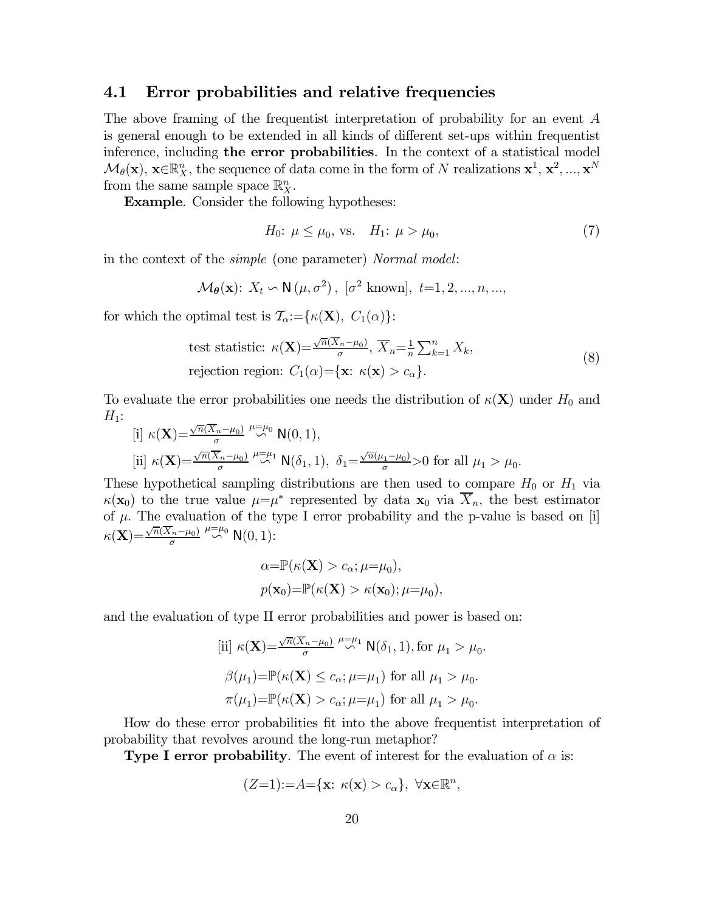### 4.1 Error probabilities and relative frequencies

The above framing of the frequentist interpretation of probability for an event $A$ is general enough to be extended in all kinds of different set-ups within frequentist inference, including **the error probabilities**. In the context of a statistical model $\mathcal{M}_\theta(\mathbf{x})$, $\mathbf{x}\in\mathbb{R}^n_X$, the sequence of data come in the form of $N$ realizations $\mathbf{x}^1, \mathbf{x}^2, ..., \mathbf{x}^N$ from the same sample space $\mathbb{R}^n_X$.

**Example**. Consider the following hypotheses:

$$H_0\text{: } \mu \leq \mu_0, \text{ vs. } \quad H_1\text{: } \mu > \mu_0, \tag{7}$$

in the context of the *simple* (one parameter) *Normal model*:

$$\mathcal{M}_{\boldsymbol{\theta}}(\mathbf{x})\text{: } X_t \backsim \mathsf{N}(\mu, \sigma^2),\ [\sigma^2 \text{ known}],\ t{=}1, 2, ..., n, ...,$$

for which the optimal test is $\mathcal{T}_\alpha{:=}\{\kappa(\mathbf{X}),\ C_1(\alpha)\}$:

$$\begin{array}{l}\text{test statistic: } \kappa(\mathbf{X}){=}\frac{\sqrt{n}(\overline{X}_n-\mu_0)}{\sigma},\ \overline{X}_n{=}\frac{1}{n}\sum_{k=1}^{n} X_k,\\ \text{rejection region: } C_1(\alpha){=}\{\mathbf{x}\text{: } \kappa(\mathbf{x}) > c_\alpha\}.\end{array} \tag{8}$$

To evaluate the error probabilities one needs the distribution of $\kappa(\mathbf{X})$ under $H_0$ and $H_1$:

[i] $\kappa(\mathbf{X}){=}\frac{\sqrt{n}(\overline{X}_n-\mu_0)}{\sigma} \overset{\mu=\mu_0}{\backsim} \mathsf{N}(0, 1)$,

[ii] $\kappa(\mathbf{X}){=}\frac{\sqrt{n}(\overline{X}_n-\mu_0)}{\sigma} \overset{\mu=\mu_1}{\backsim} \mathsf{N}(\delta_1, 1),\ \delta_1{=}\frac{\sqrt{n}(\mu_1-\mu_0)}{\sigma}{>}0$ for all $\mu_1 > \mu_0$.

These hypothetical sampling distributions are then used to compare $H_0$ or $H_1$ via $\kappa(\mathbf{x}_0)$ to the true value $\mu{=}\mu^*$ represented by data $\mathbf{x}_0$ via $\overline{X}_n$, the best estimator of $\mu$. The evaluation of the type I error probability and the p-value is based on [i] $\kappa(\mathbf{X}){=}\frac{\sqrt{n}(\overline{X}_n-\mu_0)}{\sigma} \overset{\mu=\mu_0}{\backsim} \mathsf{N}(0, 1)$:

$$\alpha{=}\mathbb{P}(\kappa(\mathbf{X}) > c_\alpha; \mu{=}\mu_0),$$
$$p(\mathbf{x}_0){=}\mathbb{P}(\kappa(\mathbf{X}) > \kappa(\mathbf{x}_0); \mu{=}\mu_0),$$

and the evaluation of type II error probabilities and power is based on:

$$\text{[ii] } \kappa(\mathbf{X}){=}\frac{\sqrt{n}(\overline{X}_n-\mu_0)}{\sigma} \overset{\mu=\mu_1}{\backsim} \mathsf{N}(\delta_1, 1), \text{for } \mu_1 > \mu_0.$$

$$\beta(\mu_1){=}\mathbb{P}(\kappa(\mathbf{X}) \leq c_\alpha; \mu{=}\mu_1) \text{ for all } \mu_1 > \mu_0.$$

$$\pi(\mu_1){=}\mathbb{P}(\kappa(\mathbf{X}) > c_\alpha; \mu{=}\mu_1) \text{ for all } \mu_1 > \mu_0.$$

How do these error probabilities fit into the above frequentist interpretation of probability that revolves around the long-run metaphor?

**Type I error probability**. The event of interest for the evaluation of $\alpha$ is:

$$(Z{=}1){:=}A{=}\{\mathbf{x}\text{: } \kappa(\mathbf{x}) > c_\alpha\},\ \forall\mathbf{x}{\in}\mathbb{R}^n,$$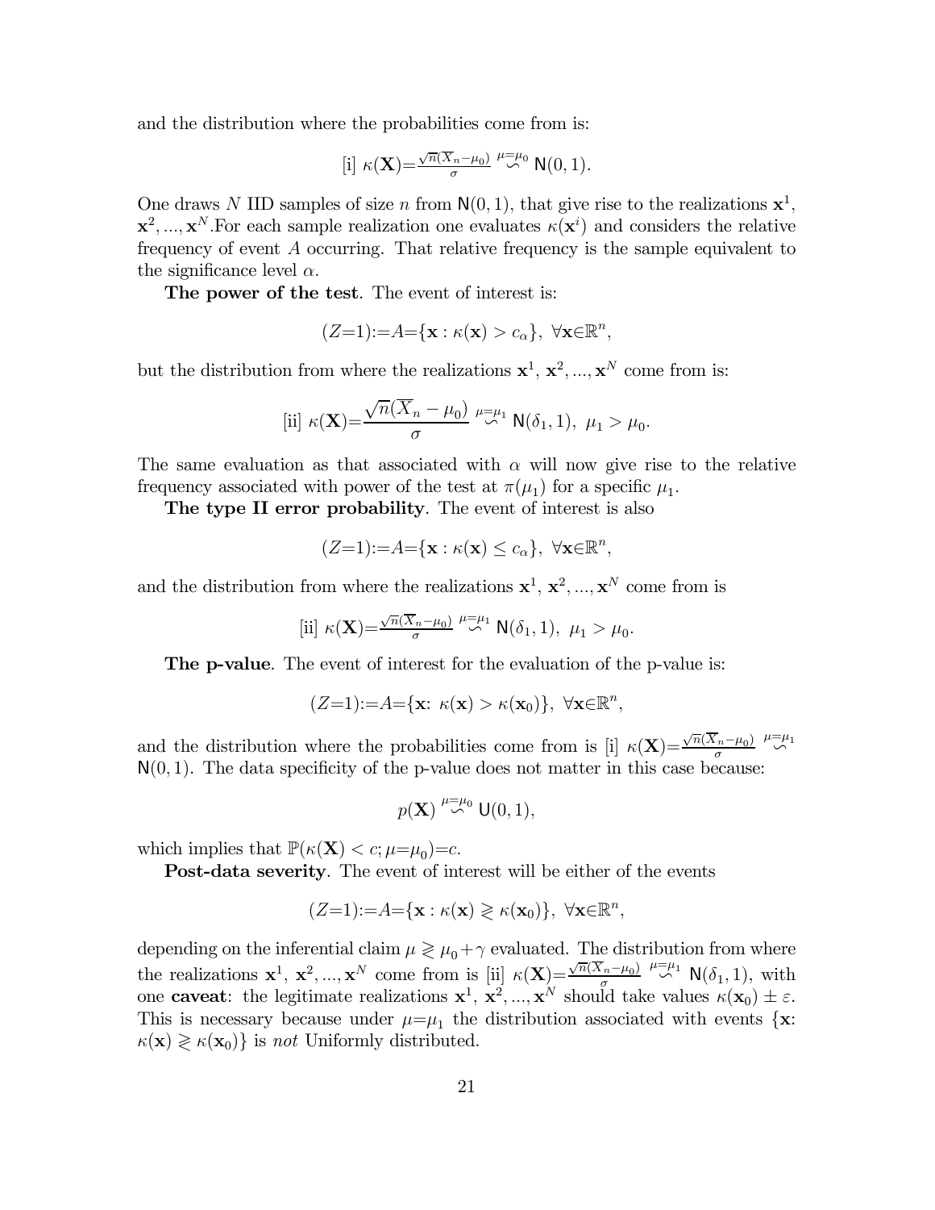and the distribution where the probabilities come from is:

$$\text{[i] } \kappa(\mathbf{X}) = \frac{\sqrt{n}(\overline{X}_n - \mu_0)}{\sigma} \overset{\mu=\mu_0}{\backsim} \mathsf{N}(0,1).$$

One draws $N$ IID samples of size $n$ from $\mathsf{N}(0,1)$, that give rise to the realizations $\mathbf{x}^1$, $\mathbf{x}^2, ..., \mathbf{x}^N$.For each sample realization one evaluates $\kappa(\mathbf{x}^i)$ and considers the relative frequency of event $A$ occurring. That relative frequency is the sample equivalent to the significance level $\alpha$.

**The power of the test**. The event of interest is:

$$(Z{=}1) := A = \{\mathbf{x} : \kappa(\mathbf{x}) > c_\alpha\}, \ \forall \mathbf{x} \in \mathbb{R}^n,$$

but the distribution from where the realizations $\mathbf{x}^1$, $\mathbf{x}^2, ..., \mathbf{x}^N$ come from is:

$$\text{[ii] } \kappa(\mathbf{X}) = \frac{\sqrt{n}(\overline{X}_n - \mu_0)}{\sigma} \overset{\mu=\mu_1}{\backsim} \mathsf{N}(\delta_1, 1), \ \mu_1 > \mu_0.$$

The same evaluation as that associated with $\alpha$ will now give rise to the relative frequency associated with power of the test at $\pi(\mu_1)$ for a specific $\mu_1$.

**The type II error probability**. The event of interest is also

$$(Z{=}1) := A = \{\mathbf{x} : \kappa(\mathbf{x}) \leq c_\alpha\}, \ \forall \mathbf{x} \in \mathbb{R}^n,$$

and the distribution from where the realizations $\mathbf{x}^1$, $\mathbf{x}^2, ..., \mathbf{x}^N$ come from is

$$\text{[ii] } \kappa(\mathbf{X}) = \frac{\sqrt{n}(\overline{X}_n - \mu_0)}{\sigma} \overset{\mu=\mu_1}{\backsim} \mathsf{N}(\delta_1, 1), \ \mu_1 > \mu_0.$$

**The p-value**. The event of interest for the evaluation of the p-value is:

$$(Z{=}1) := A = \{\mathbf{x}\text{: } \kappa(\mathbf{x}) > \kappa(\mathbf{x}_0)\}, \ \forall \mathbf{x} \in \mathbb{R}^n,$$

and the distribution where the probabilities come from is [i] $\kappa(\mathbf{X}) = \frac{\sqrt{n}(\overline{X}_n - \mu_0)}{\sigma} \overset{\mu=\mu_1}{\backsim} \mathsf{N}(0,1)$. The data specificity of the p-value does not matter in this case because:

$$p(\mathbf{X}) \overset{\mu=\mu_0}{\backsim} \mathsf{U}(0,1),$$

which implies that $\mathbb{P}(\kappa(\mathbf{X}) < c; \mu{=}\mu_0) = c$.

**Post-data severity**. The event of interest will be either of the events

$$(Z{=}1) := A = \{\mathbf{x} : \kappa(\mathbf{x}) \gtrless \kappa(\mathbf{x}_0)\}, \ \forall \mathbf{x} \in \mathbb{R}^n,$$

depending on the inferential claim $\mu \gtrless \mu_0 + \gamma$ evaluated. The distribution from where the realizations $\mathbf{x}^1$, $\mathbf{x}^2, ..., \mathbf{x}^N$ come from is [ii] $\kappa(\mathbf{X}) = \frac{\sqrt{n}(\overline{X}_n - \mu_0)}{\sigma} \overset{\mu=\mu_1}{\backsim} \mathsf{N}(\delta_1, 1)$, with one **caveat**: the legitimate realizations $\mathbf{x}^1$, $\mathbf{x}^2, ..., \mathbf{x}^N$ should take values $\kappa(\mathbf{x}_0) \pm \varepsilon$. This is necessary because under $\mu{=}\mu_1$ the distribution associated with events $\{\mathbf{x}$: $\kappa(\mathbf{x}) \gtrless \kappa(\mathbf{x}_0)\}$ is *not* Uniformly distributed.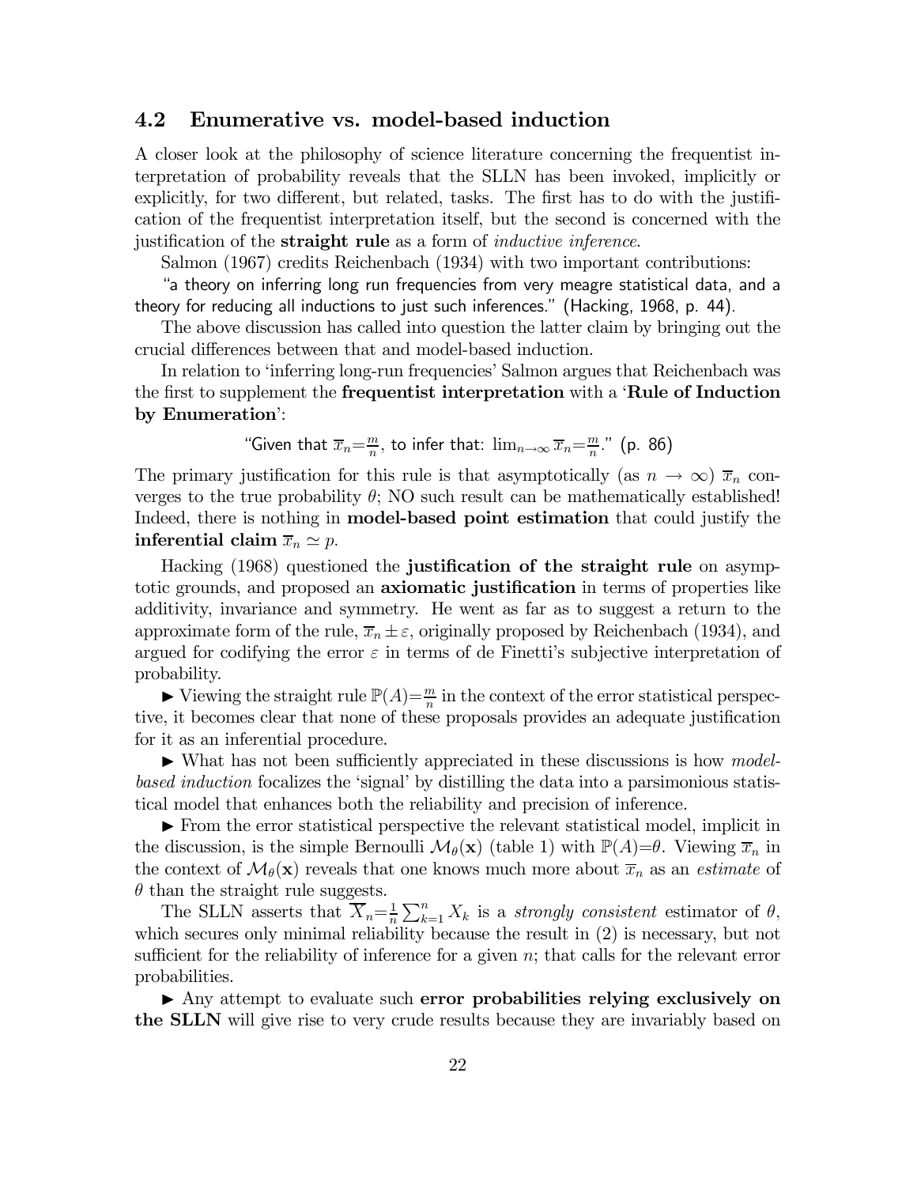## 4.2 Enumerative vs. model-based induction

A closer look at the philosophy of science literature concerning the frequentist interpretation of probability reveals that the SLLN has been invoked, implicitly or explicitly, for two different, but related, tasks. The first has to do with the justification of the frequentist interpretation itself, but the second is concerned with the justification of the **straight rule** as a form of *inductive inference*.

Salmon (1967) credits Reichenbach (1934) with two important contributions:

"a theory on inferring long run frequencies from very meagre statistical data, and a theory for reducing all inductions to just such inferences." (Hacking, 1968, p. 44).

The above discussion has called into question the latter claim by bringing out the crucial differences between that and model-based induction.

In relation to 'inferring long-run frequencies' Salmon argues that Reichenbach was the first to supplement the **frequentist interpretation** with a '**Rule of Induction by Enumeration**':

"Given that $\overline{x}_n = \frac{m}{n}$, to infer that: $\lim_{n\to\infty} \overline{x}_n = \frac{m}{n}$." (p. 86)

The primary justification for this rule is that asymptotically (as $n \to \infty$) $\overline{x}_n$ converges to the true probability $\theta$; NO such result can be mathematically established! Indeed, there is nothing in **model-based point estimation** that could justify the **inferential claim** $\overline{x}_n \simeq p$.

Hacking (1968) questioned the **justification of the straight rule** on asymptotic grounds, and proposed an **axiomatic justification** in terms of properties like additivity, invariance and symmetry. He went as far as to suggest a return to the approximate form of the rule, $\overline{x}_n \pm \varepsilon$, originally proposed by Reichenbach (1934), and argued for codifying the error $\varepsilon$ in terms of de Finetti's subjective interpretation of probability.

▶ Viewing the straight rule $\mathbb{P}(A) = \frac{m}{n}$ in the context of the error statistical perspective, it becomes clear that none of these proposals provides an adequate justification for it as an inferential procedure.

▶ What has not been sufficiently appreciated in these discussions is how *model-based induction* focalizes the 'signal' by distilling the data into a parsimonious statistical model that enhances both the reliability and precision of inference.

▶ From the error statistical perspective the relevant statistical model, implicit in the discussion, is the simple Bernoulli $\mathcal{M}_\theta(\mathbf{x})$ (table 1) with $\mathbb{P}(A) = \theta$. Viewing $\overline{x}_n$ in the context of $\mathcal{M}_\theta(\mathbf{x})$ reveals that one knows much more about $\overline{x}_n$ as an *estimate* of $\theta$ than the straight rule suggests.

The SLLN asserts that $\overline{X}_n = \frac{1}{n}\sum_{k=1}^{n} X_k$ is a *strongly consistent* estimator of $\theta$, which secures only minimal reliability because the result in (2) is necessary, but not sufficient for the reliability of inference for a given $n$; that calls for the relevant error probabilities.

▶ Any attempt to evaluate such **error probabilities relying exclusively on the SLLN** will give rise to very crude results because they are invariably based on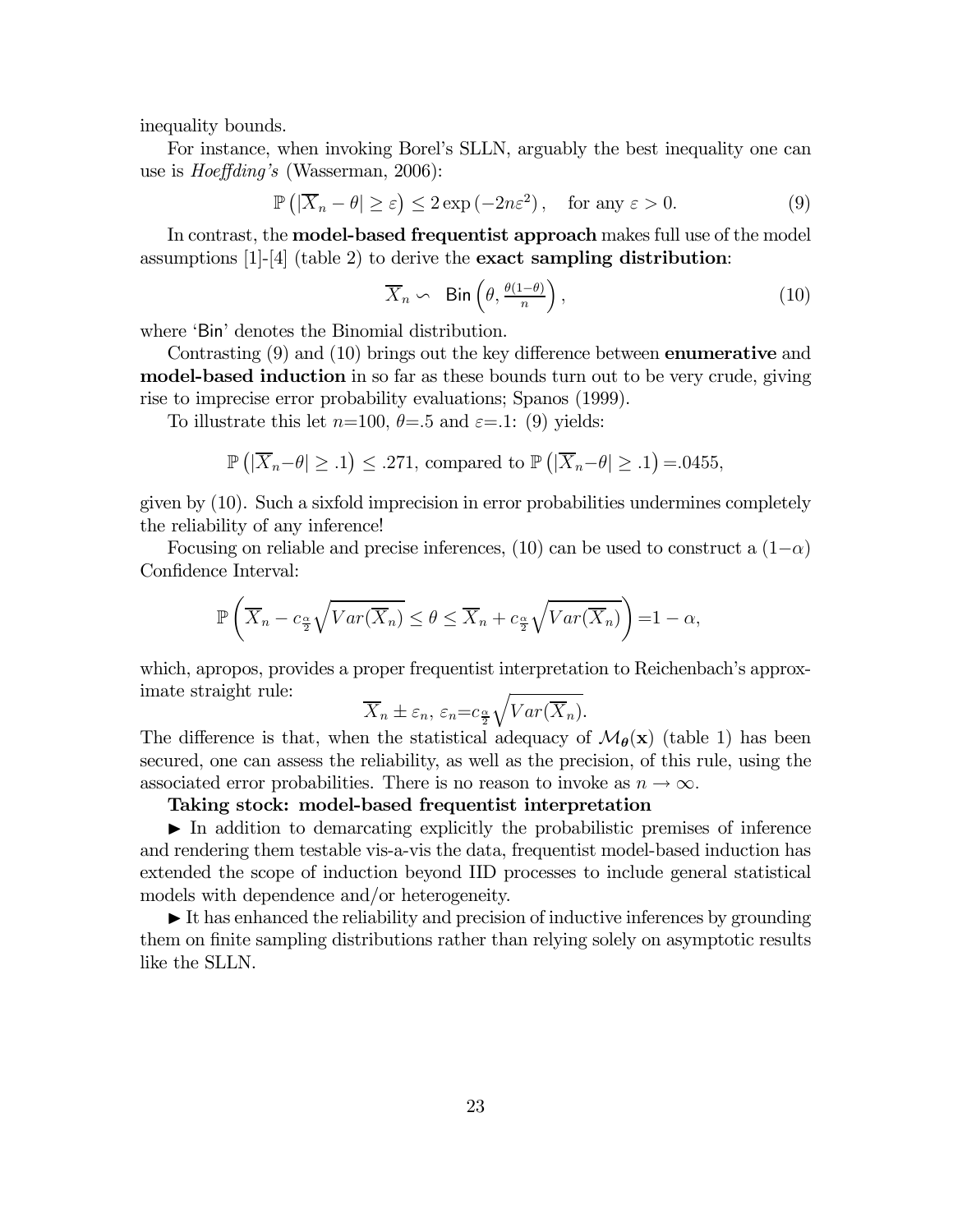inequality bounds.

For instance, when invoking Borel's SLLN, arguably the best inequality one can use is *Hoeffding's* (Wasserman, 2006):

$$\mathbb{P}\left(|\overline{X}_n - \theta| \geq \varepsilon\right) \leq 2\exp\left(-2n\varepsilon^2\right), \quad \text{for any } \varepsilon > 0. \tag{9}$$

In contrast, the **model-based frequentist approach** makes full use of the model assumptions [1]-[4] (table 2) to derive the **exact sampling distribution**:

$$\overline{X}_n \backsim \ \mathsf{Bin}\left(\theta, \tfrac{\theta(1-\theta)}{n}\right), \tag{10}$$

where 'Bin' denotes the Binomial distribution.

Contrasting (9) and (10) brings out the key difference between **enumerative** and **model-based induction** in so far as these bounds turn out to be very crude, giving rise to imprecise error probability evaluations; Spanos (1999).

To illustrate this let $n$=100, $\theta$=.5 and $\varepsilon$=.1: (9) yields:

$$\mathbb{P}\left(|\overline{X}_n - \theta| \geq .1\right) \leq .271, \text{ compared to } \mathbb{P}\left(|\overline{X}_n - \theta| \geq .1\right) = .0455,$$

given by (10). Such a sixfold imprecision in error probabilities undermines completely the reliability of any inference!

Focusing on reliable and precise inferences, (10) can be used to construct a $(1-\alpha)$ Confidence Interval:

$$\mathbb{P}\left(\overline{X}_n - c_{\frac{\alpha}{2}}\sqrt{Var(\overline{X}_n)} \leq \theta \leq \overline{X}_n + c_{\frac{\alpha}{2}}\sqrt{Var(\overline{X}_n)}\right) = 1-\alpha,$$

which, apropos, provides a proper frequentist interpretation to Reichenbach's approximate straight rule:

$$\overline{X}_n \pm \varepsilon_n, \ \varepsilon_n = c_{\frac{\alpha}{2}}\sqrt{Var(\overline{X}_n)}.$$

The difference is that, when the statistical adequacy of $\mathcal{M}_{\boldsymbol{\theta}}(\mathbf{x})$ (table 1) has been secured, one can assess the reliability, as well as the precision, of this rule, using the associated error probabilities. There is no reason to invoke as $n \rightarrow \infty$.

**Taking stock: model-based frequentist interpretation**

► In addition to demarcating explicitly the probabilistic premises of inference and rendering them testable vis-a-vis the data, frequentist model-based induction has extended the scope of induction beyond IID processes to include general statistical models with dependence and/or heterogeneity.

► It has enhanced the reliability and precision of inductive inferences by grounding them on finite sampling distributions rather than relying solely on asymptotic results like the SLLN.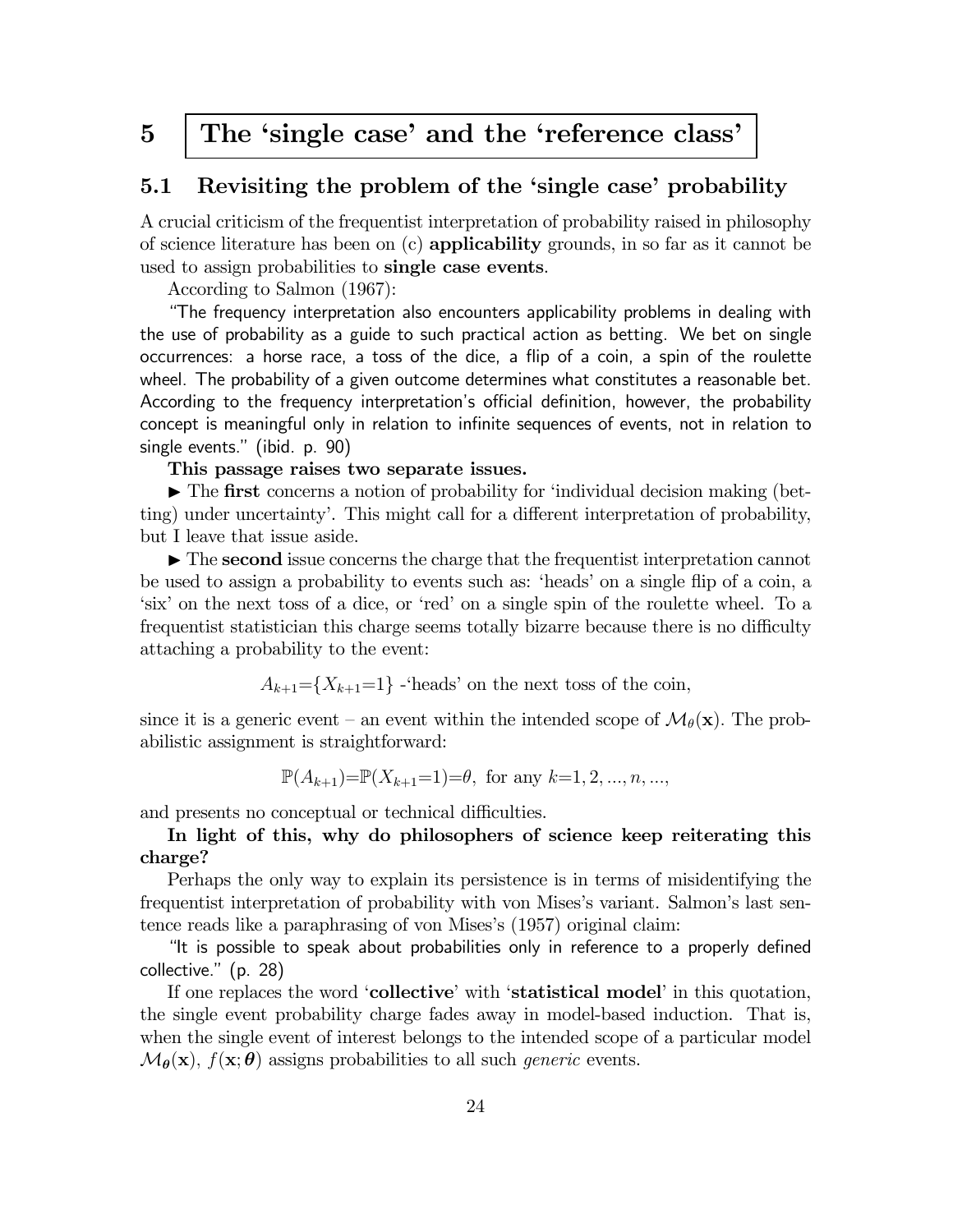# 5 The 'single case' and the 'reference class'

## 5.1 Revisiting the problem of the 'single case' probability

A crucial criticism of the frequentist interpretation of probability raised in philosophy of science literature has been on (c) **applicability** grounds, in so far as it cannot be used to assign probabilities to **single case events**.

According to Salmon (1967):

"The frequency interpretation also encounters applicability problems in dealing with the use of probability as a guide to such practical action as betting. We bet on single occurrences: a horse race, a toss of the dice, a flip of a coin, a spin of the roulette wheel. The probability of a given outcome determines what constitutes a reasonable bet. According to the frequency interpretation's official definition, however, the probability concept is meaningful only in relation to infinite sequences of events, not in relation to single events." (ibid. p. 90)

**This passage raises two separate issues.**

► The **first** concerns a notion of probability for 'individual decision making (betting) under uncertainty'. This might call for a different interpretation of probability, but I leave that issue aside.

► The **second** issue concerns the charge that the frequentist interpretation cannot be used to assign a probability to events such as: 'heads' on a single flip of a coin, a 'six' on the next toss of a dice, or 'red' on a single spin of the roulette wheel. To a frequentist statistician this charge seems totally bizarre because there is no difficulty attaching a probability to the event:

$$A_{k+1}=\{X_{k+1}=1\} \text{ -'heads' on the next toss of the coin,}$$

since it is a generic event – an event within the intended scope of $\mathcal{M}_{\theta}(\mathbf{x})$. The probabilistic assignment is straightforward:

$$\mathbb{P}(A_{k+1})=\mathbb{P}(X_{k+1}=1)=\theta, \text{ for any } k=1,2,...,n,...,$$

and presents no conceptual or technical difficulties.

**In light of this, why do philosophers of science keep reiterating this charge?**

Perhaps the only way to explain its persistence is in terms of misidentifying the frequentist interpretation of probability with von Mises's variant. Salmon's last sentence reads like a paraphrasing of von Mises's (1957) original claim:

"It is possible to speak about probabilities only in reference to a properly defined collective." (p. 28)

If one replaces the word '**collective**' with '**statistical model**' in this quotation, the single event probability charge fades away in model-based induction. That is, when the single event of interest belongs to the intended scope of a particular model $\mathcal{M}_{\boldsymbol{\theta}}(\mathbf{x})$, $f(\mathbf{x};\boldsymbol{\theta})$ assigns probabilities to all such *generic* events.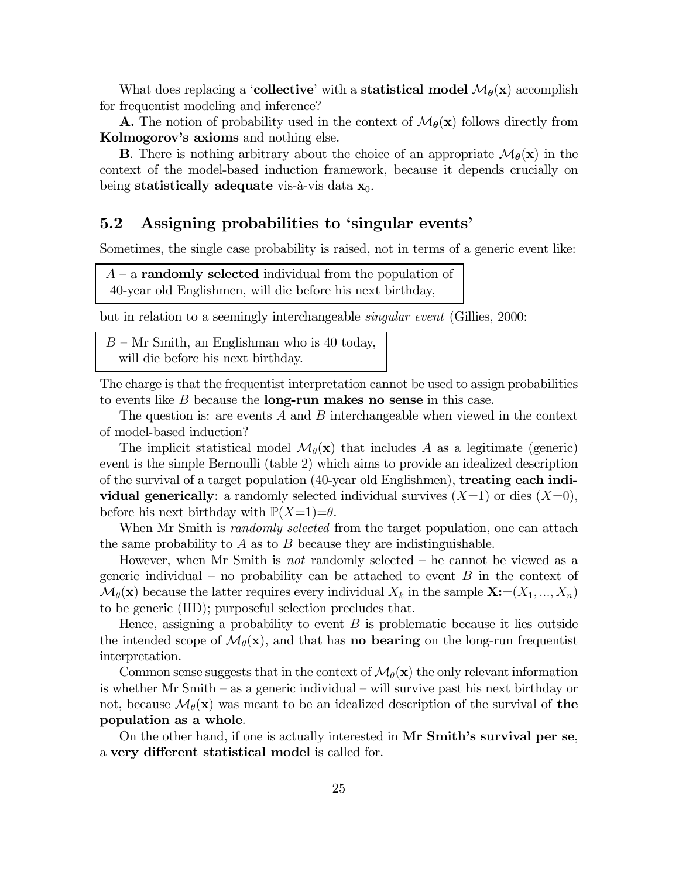What does replacing a '**collective**' with a **statistical model** $\mathcal{M}_{\boldsymbol{\theta}}(\mathbf{x})$ accomplish for frequentist modeling and inference?

**A.** The notion of probability used in the context of $\mathcal{M}_{\boldsymbol{\theta}}(\mathbf{x})$ follows directly from **Kolmogorov's axioms** and nothing else.

**B**. There is nothing arbitrary about the choice of an appropriate $\mathcal{M}_{\boldsymbol{\theta}}(\mathbf{x})$ in the context of the model-based induction framework, because it depends crucially on being **statistically adequate** vis-à-vis data $\mathbf{x}_0$.

## 5.2 Assigning probabilities to 'singular events'

Sometimes, the single case probability is raised, not in terms of a generic event like:

> $A$ – a **randomly selected** individual from the population of 40-year old Englishmen, will die before his next birthday,

but in relation to a seemingly interchangeable *singular event* (Gillies, 2000:

> $B$ – Mr Smith, an Englishman who is 40 today, will die before his next birthday.

The charge is that the frequentist interpretation cannot be used to assign probabilities to events like $B$ because the **long-run makes no sense** in this case.

The question is: are events $A$ and $B$ interchangeable when viewed in the context of model-based induction?

The implicit statistical model $\mathcal{M}_{\theta}(\mathbf{x})$ that includes $A$ as a legitimate (generic) event is the simple Bernoulli (table 2) which aims to provide an idealized description of the survival of a target population (40-year old Englishmen), **treating each individual generically**: a randomly selected individual survives ($X$=1) or dies ($X$=0), before his next birthday with $\mathbb{P}(X=1)=\theta$.

When Mr Smith is *randomly selected* from the target population, one can attach the same probability to $A$ as to $B$ because they are indistinguishable.

However, when Mr Smith is *not* randomly selected – he cannot be viewed as a generic individual – no probability can be attached to event $B$ in the context of $\mathcal{M}_{\theta}(\mathbf{x})$ because the latter requires every individual $X_k$ in the sample $\mathbf{X}:=(X_1, ..., X_n)$ to be generic (IID); purposeful selection precludes that.

Hence, assigning a probability to event $B$ is problematic because it lies outside the intended scope of $\mathcal{M}_{\theta}(\mathbf{x})$, and that has **no bearing** on the long-run frequentist interpretation.

Common sense suggests that in the context of $\mathcal{M}_{\theta}(\mathbf{x})$ the only relevant information is whether Mr Smith – as a generic individual – will survive past his next birthday or not, because $\mathcal{M}_{\theta}(\mathbf{x})$ was meant to be an idealized description of the survival of **the population as a whole**.

On the other hand, if one is actually interested in **Mr Smith's survival per se**, a **very different statistical model** is called for.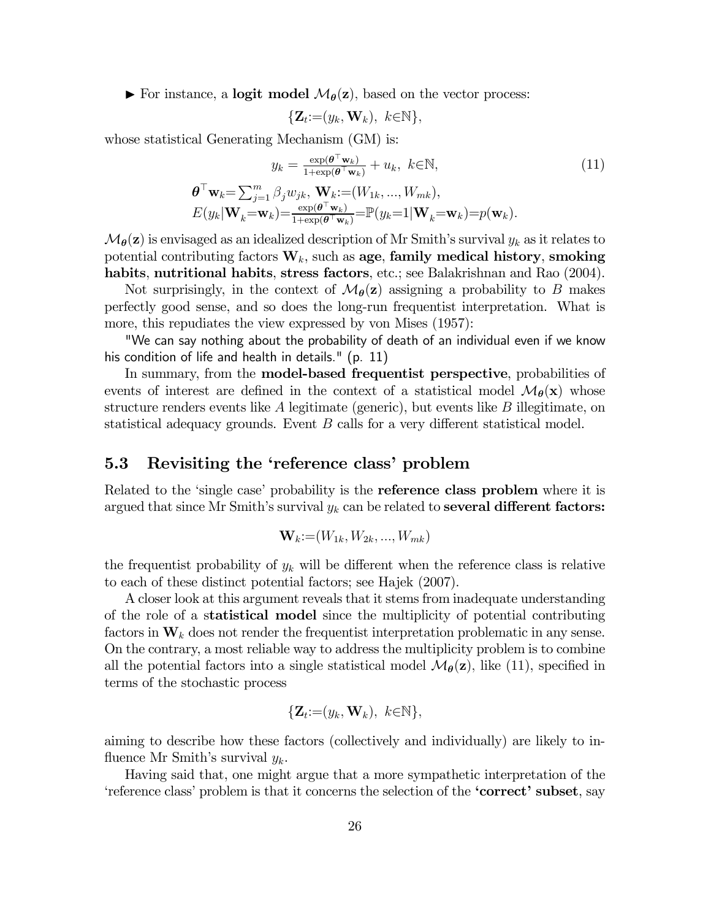► For instance, a **logit model** $\mathcal{M}_{\boldsymbol{\theta}}(\mathbf{z})$, based on the vector process:

$$\{\mathbf{Z}_t:=(y_k, \mathbf{W}_k),\ k\in\mathbb{N}\},$$

whose statistical Generating Mechanism (GM) is:

$$y_k = \tfrac{\exp(\boldsymbol{\theta}^\top \mathbf{w}_k)}{1+\exp(\boldsymbol{\theta}^\top \mathbf{w}_k)} + u_k,\ k\in\mathbb{N}, \tag{11}$$

$$\boldsymbol{\theta}^\top \mathbf{w}_k = \textstyle\sum_{j=1}^{m} \beta_j w_{jk},\ \mathbf{W}_k:=(W_{1k}, ..., W_{mk}),$$

$$E(y_k|\mathbf{W}_k=\mathbf{w}_k) = \tfrac{\exp(\boldsymbol{\theta}^\top \mathbf{w}_k)}{1+\exp(\boldsymbol{\theta}^\top \mathbf{w}_k)} = \mathbb{P}(y_k=1|\mathbf{W}_k=\mathbf{w}_k) = p(\mathbf{w}_k).$$

$\mathcal{M}_{\boldsymbol{\theta}}(\mathbf{z})$ is envisaged as an idealized description of Mr Smith's survival $y_k$ as it relates to potential contributing factors $\mathbf{W}_k$, such as **age**, **family medical history**, **smoking habits**, **nutritional habits**, **stress factors**, etc.; see Balakrishnan and Rao (2004).

Not surprisingly, in the context of $\mathcal{M}_{\boldsymbol{\theta}}(\mathbf{z})$ assigning a probability to $B$ makes perfectly good sense, and so does the long-run frequentist interpretation. What is more, this repudiates the view expressed by von Mises (1957):

"We can say nothing about the probability of death of an individual even if we know his condition of life and health in details." (p. 11)

In summary, from the **model-based frequentist perspective**, probabilities of events of interest are defined in the context of a statistical model $\mathcal{M}_{\boldsymbol{\theta}}(\mathbf{x})$ whose structure renders events like $A$ legitimate (generic), but events like $B$ illegitimate, on statistical adequacy grounds. Event $B$ calls for a very different statistical model.

## 5.3 Revisiting the 'reference class' problem

Related to the 'single case' probability is the **reference class problem** where it is argued that since Mr Smith's survival $y_k$ can be related to **several different factors:**

$$\mathbf{W}_k:=(W_{1k}, W_{2k}, ..., W_{mk})$$

the frequentist probability of $y_k$ will be different when the reference class is relative to each of these distinct potential factors; see Hajek (2007).

A closer look at this argument reveals that it stems from inadequate understanding of the role of a s**tatistical model** since the multiplicity of potential contributing factors in $\mathbf{W}_k$ does not render the frequentist interpretation problematic in any sense. On the contrary, a most reliable way to address the multiplicity problem is to combine all the potential factors into a single statistical model $\mathcal{M}_{\boldsymbol{\theta}}(\mathbf{z})$, like (11), specified in terms of the stochastic process

$$\{\mathbf{Z}_t:=(y_k, \mathbf{W}_k),\ k\in\mathbb{N}\},$$

aiming to describe how these factors (collectively and individually) are likely to influence Mr Smith's survival $y_k$.

Having said that, one might argue that a more sympathetic interpretation of the 'reference class' problem is that it concerns the selection of the **'correct' subset**, say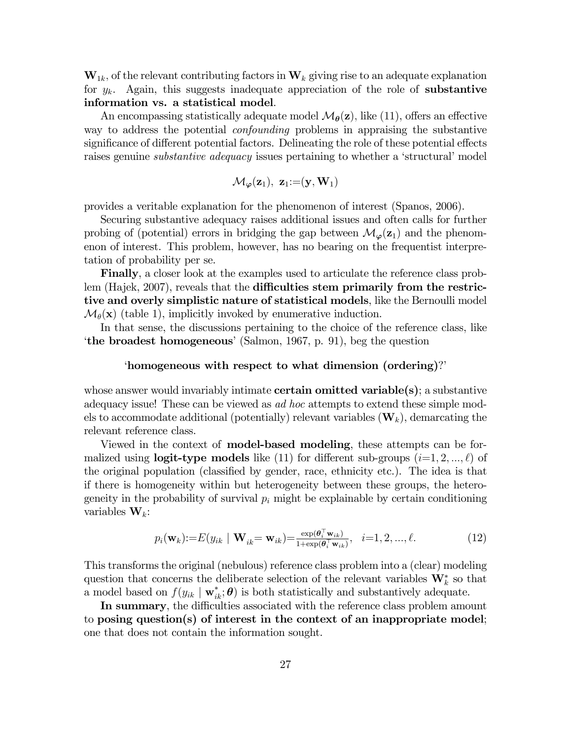$\mathbf{W}_{1k}$, of the relevant contributing factors in $\mathbf{W}_k$ giving rise to an adequate explanation for $y_k$. Again, this suggests inadequate appreciation of the role of **substantive information vs. a statistical model**.

An encompassing statistically adequate model $\mathcal{M}_{\boldsymbol{\theta}}(\mathbf{z})$, like (11), offers an effective way to address the potential *confounding* problems in appraising the substantive significance of different potential factors. Delineating the role of these potential effects raises genuine *substantive adequacy* issues pertaining to whether a 'structural' model

$$\mathcal{M}_{\boldsymbol{\varphi}}(\mathbf{z}_1), \ \mathbf{z}_1{:=}(\mathbf{y}, \mathbf{W}_1)$$

provides a veritable explanation for the phenomenon of interest (Spanos, 2006).

Securing substantive adequacy raises additional issues and often calls for further probing of (potential) errors in bridging the gap between $\mathcal{M}_{\boldsymbol{\varphi}}(\mathbf{z}_1)$ and the phenomenon of interest. This problem, however, has no bearing on the frequentist interpretation of probability per se.

**Finally**, a closer look at the examples used to articulate the reference class problem (Hajek, 2007), reveals that the **difficulties stem primarily from the restrictive and overly simplistic nature of statistical models**, like the Bernoulli model $\mathcal{M}_{\theta}(\mathbf{x})$ (table 1), implicitly invoked by enumerative induction.

In that sense, the discussions pertaining to the choice of the reference class, like '**the broadest homogeneous**' (Salmon, 1967, p. 91), beg the question

'**homogeneous with respect to what dimension (ordering)**?'

whose answer would invariably intimate **certain omitted variable(s)**; a substantive adequacy issue! These can be viewed as *ad hoc* attempts to extend these simple models to accommodate additional (potentially) relevant variables ($\mathbf{W}_k$), demarcating the relevant reference class.

Viewed in the context of **model-based modeling**, these attempts can be formalized using **logit-type models** like (11) for different sub-groups ($i{=}1, 2, ..., \ell$) of the original population (classified by gender, race, ethnicity etc.). The idea is that if there is homogeneity within but heterogeneity between these groups, the heterogeneity in the probability of survival $p_i$ might be explainable by certain conditioning variables $\mathbf{W}_k$:

$$p_i(\mathbf{w}_k){:=}E(y_{ik} \mid \mathbf{W}_{ik}{=}\ \mathbf{w}_{ik}){=}\tfrac{\exp(\boldsymbol{\theta}_i^{\top}\mathbf{w}_{ik})}{1+\exp(\boldsymbol{\theta}_i^{\top}\mathbf{w}_{ik})}, \quad i{=}1, 2, ..., \ell. \tag{12}$$

This transforms the original (nebulous) reference class problem into a (clear) modeling question that concerns the deliberate selection of the relevant variables $\mathbf{W}_k^*$ so that a model based on $f(y_{ik} \mid \mathbf{w}_{ik}^*; \boldsymbol{\theta})$ is both statistically and substantively adequate.

**In summary**, the difficulties associated with the reference class problem amount to **posing question(s) of interest in the context of an inappropriate model**; one that does not contain the information sought.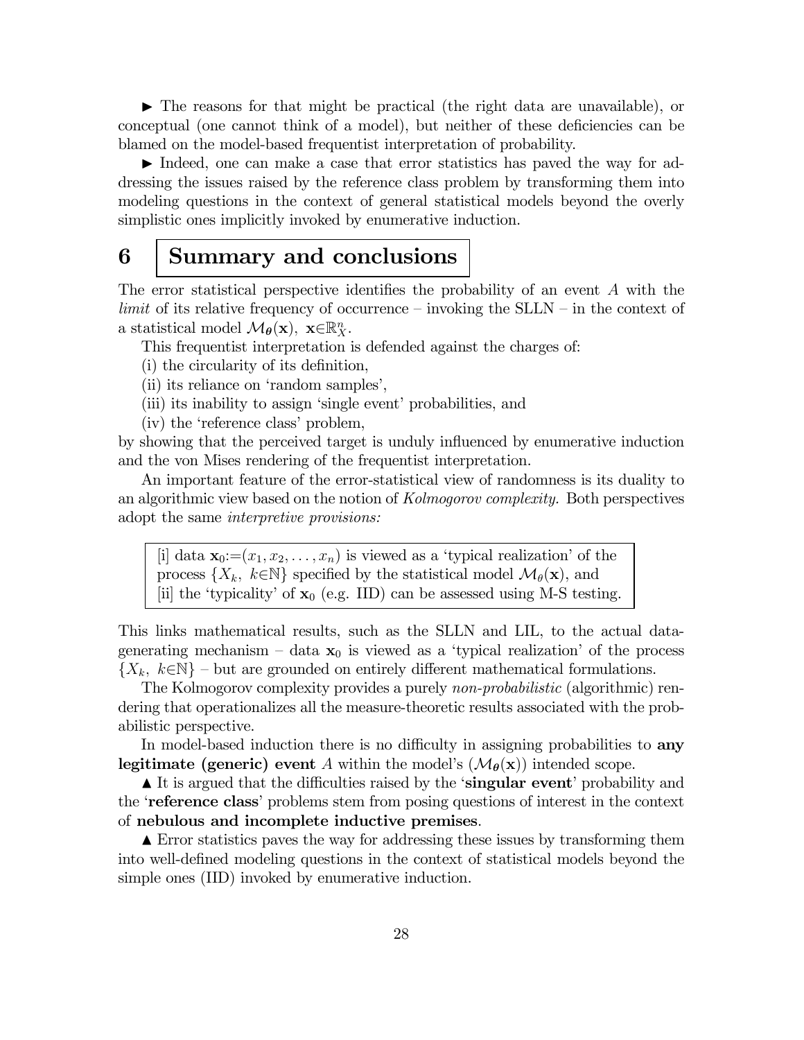► The reasons for that might be practical (the right data are unavailable), or conceptual (one cannot think of a model), but neither of these deficiencies can be blamed on the model-based frequentist interpretation of probability.

► Indeed, one can make a case that error statistics has paved the way for addressing the issues raised by the reference class problem by transforming them into modeling questions in the context of general statistical models beyond the overly simplistic ones implicitly invoked by enumerative induction.

# 6 Summary and conclusions

The error statistical perspective identifies the probability of an event $A$ with the *limit* of its relative frequency of occurrence – invoking the SLLN – in the context of a statistical model $\mathcal{M}_{\boldsymbol{\theta}}(\mathbf{x}),\ \mathbf{x}\in\mathbb{R}^n_X$.

This frequentist interpretation is defended against the charges of:

(i) the circularity of its definition,

(ii) its reliance on 'random samples',

(iii) its inability to assign 'single event' probabilities, and

(iv) the 'reference class' problem,

by showing that the perceived target is unduly influenced by enumerative induction and the von Mises rendering of the frequentist interpretation.

An important feature of the error-statistical view of randomness is its duality to an algorithmic view based on the notion of *Kolmogorov complexity*. Both perspectives adopt the same *interpretive provisions:*

> [i] data $\mathbf{x}_0:=(x_1, x_2, \ldots, x_n)$ is viewed as a 'typical realization' of the process $\{X_k,\ k\in\mathbb{N}\}$ specified by the statistical model $\mathcal{M}_{\theta}(\mathbf{x})$, and
> [ii] the 'typicality' of $\mathbf{x}_0$ (e.g. IID) can be assessed using M-S testing.

This links mathematical results, such as the SLLN and LIL, to the actual data-generating mechanism – data $\mathbf{x}_0$ is viewed as a 'typical realization' of the process $\{X_k,\ k\in\mathbb{N}\}$ – but are grounded on entirely different mathematical formulations.

The Kolmogorov complexity provides a purely *non-probabilistic* (algorithmic) rendering that operationalizes all the measure-theoretic results associated with the probabilistic perspective.

In model-based induction there is no difficulty in assigning probabilities to **any legitimate (generic) event** $A$ within the model's ($\mathcal{M}_{\boldsymbol{\theta}}(\mathbf{x})$) intended scope.

▲ It is argued that the difficulties raised by the '**singular event**' probability and the '**reference class**' problems stem from posing questions of interest in the context of **nebulous and incomplete inductive premises**.

▲ Error statistics paves the way for addressing these issues by transforming them into well-defined modeling questions in the context of statistical models beyond the simple ones (IID) invoked by enumerative induction.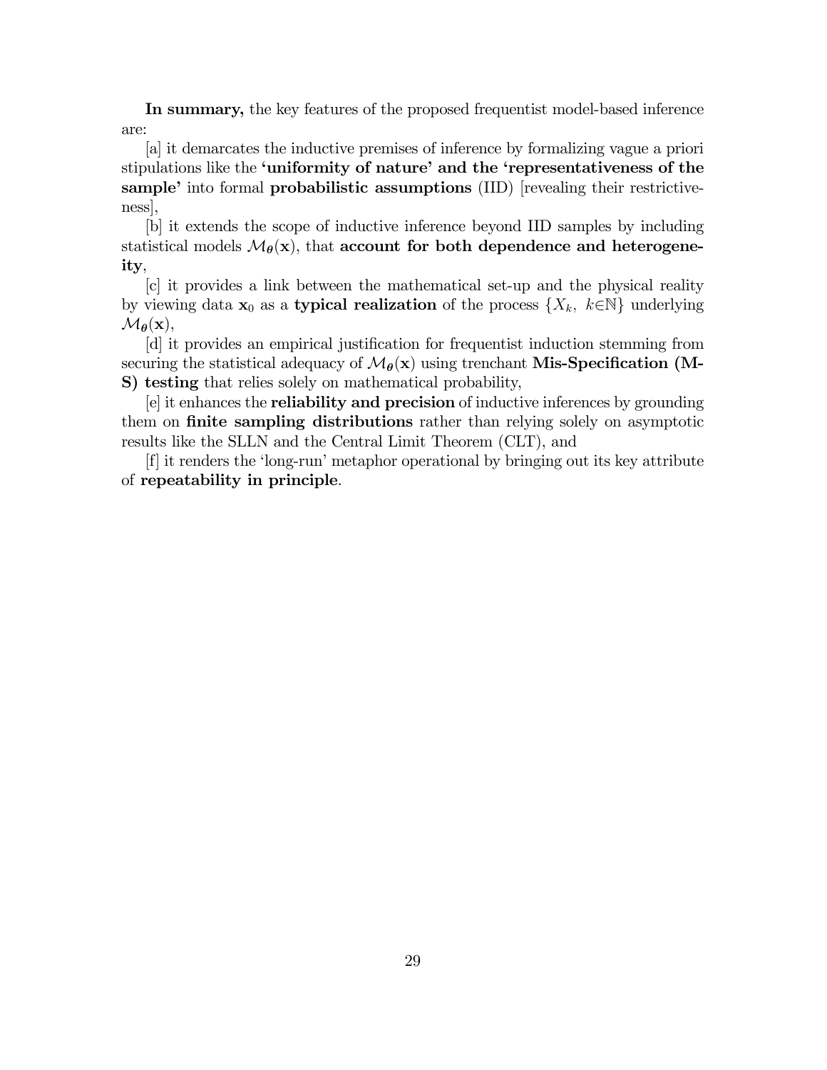**In summary,** the key features of the proposed frequentist model-based inference are:

[a] it demarcates the inductive premises of inference by formalizing vague a priori stipulations like the **'uniformity of nature' and the 'representativeness of the sample'** into formal **probabilistic assumptions** (IID) [revealing their restrictiveness],

[b] it extends the scope of inductive inference beyond IID samples by including statistical models $\mathcal{M}_{\boldsymbol{\theta}}(\mathbf{x})$, that **account for both dependence and heterogeneity**,

[c] it provides a link between the mathematical set-up and the physical reality by viewing data $\mathbf{x}_0$ as a **typical realization** of the process $\{X_k,\ k\in\mathbb{N}\}$ underlying $\mathcal{M}_{\boldsymbol{\theta}}(\mathbf{x})$,

[d] it provides an empirical justification for frequentist induction stemming from securing the statistical adequacy of $\mathcal{M}_{\boldsymbol{\theta}}(\mathbf{x})$ using trenchant **Mis-Specification (M-S) testing** that relies solely on mathematical probability,

[e] it enhances the **reliability and precision** of inductive inferences by grounding them on **finite sampling distributions** rather than relying solely on asymptotic results like the SLLN and the Central Limit Theorem (CLT), and

[f] it renders the 'long-run' metaphor operational by bringing out its key attribute of **repeatability in principle**.